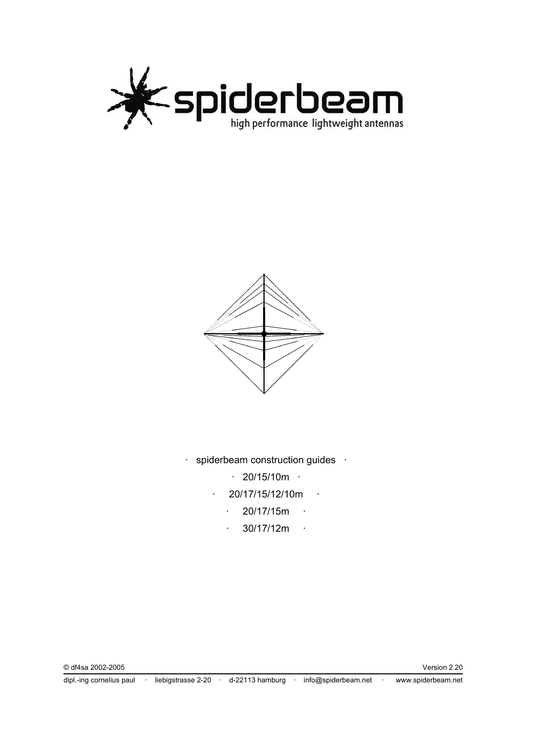spiderbeam

high performance lightweight antennas

· spiderbeam construction guides ·

· 20/15/10m ·

· 20/17/15/12/10m ·

· 20/17/15m ·

· 30/17/12m ·

© df4sa 2002-2005

Version 2.20

dipl.-ing cornelius paul · liebigstrasse 2-20 · d-22113 hamburg · info@spiderbeam.net · www.spiderbeam.net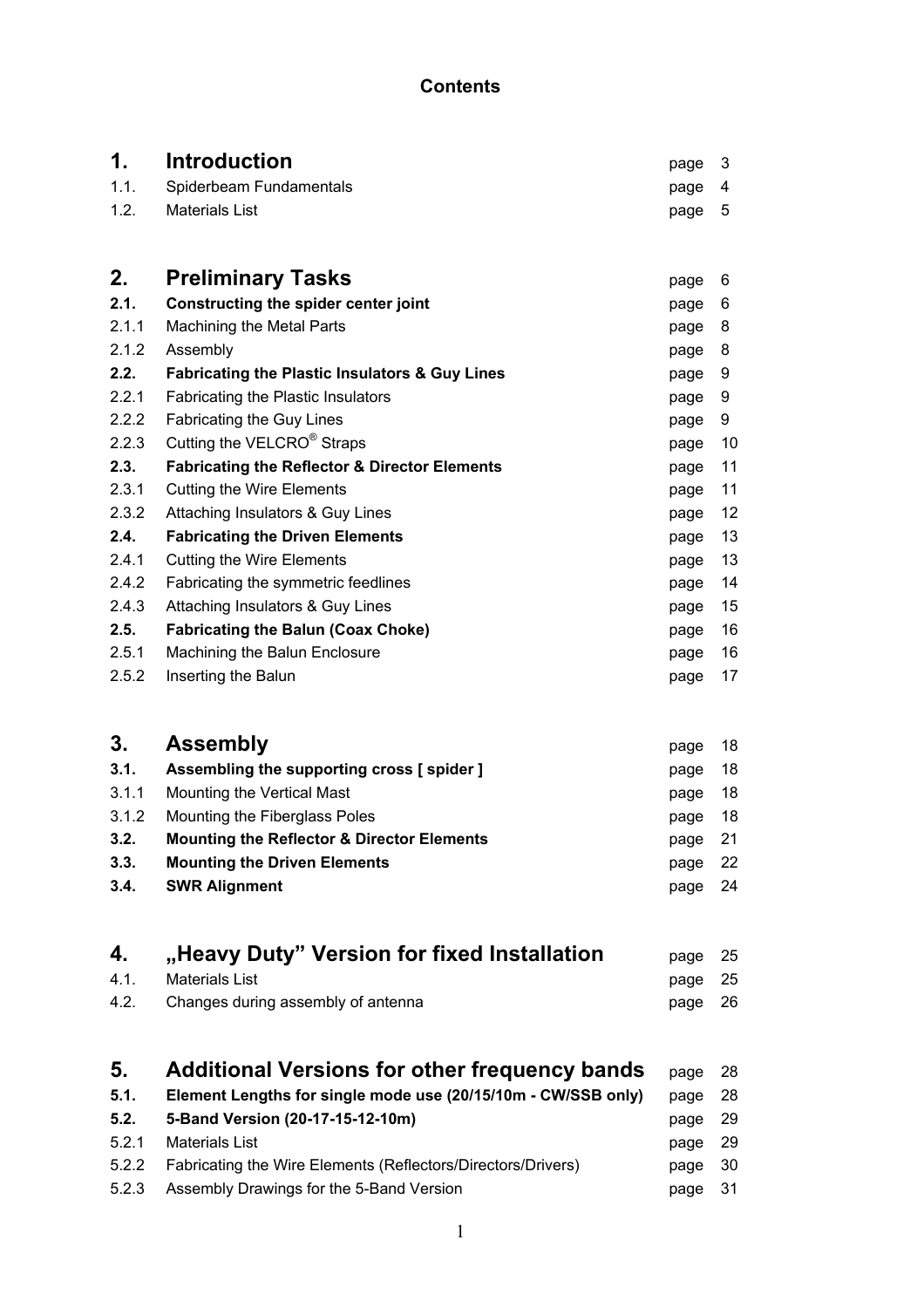**Contents**

| | | |
|---|---|---|
| **1.** | **Introduction** | page 3 |
| 1.1. | Spiderbeam Fundamentals | page 4 |
| 1.2. | Materials List | page 5 |
| | | |
| **2.** | **Preliminary Tasks** | page 6 |
| **2.1.** | **Constructing the spider center joint** | page 6 |
| 2.1.1 | Machining the Metal Parts | page 8 |
| 2.1.2 | Assembly | page 8 |
| **2.2.** | **Fabricating the Plastic Insulators & Guy Lines** | page 9 |
| 2.2.1 | Fabricating the Plastic Insulators | page 9 |
| 2.2.2 | Fabricating the Guy Lines | page 9 |
| 2.2.3 | Cutting the VELCRO® Straps | page 10 |
| **2.3.** | **Fabricating the Reflector & Director Elements** | page 11 |
| 2.3.1 | Cutting the Wire Elements | page 11 |
| 2.3.2 | Attaching Insulators & Guy Lines | page 12 |
| **2.4.** | **Fabricating the Driven Elements** | page 13 |
| 2.4.1 | Cutting the Wire Elements | page 13 |
| 2.4.2 | Fabricating the symmetric feedlines | page 14 |
| 2.4.3 | Attaching Insulators & Guy Lines | page 15 |
| **2.5.** | **Fabricating the Balun (Coax Choke)** | page 16 |
| 2.5.1 | Machining the Balun Enclosure | page 16 |
| 2.5.2 | Inserting the Balun | page 17 |
| | | |
| **3.** | **Assembly** | page 18 |
| **3.1.** | **Assembling the supporting cross [ spider ]** | page 18 |
| 3.1.1 | Mounting the Vertical Mast | page 18 |
| 3.1.2 | Mounting the Fiberglass Poles | page 18 |
| **3.2.** | **Mounting the Reflector & Director Elements** | page 21 |
| **3.3.** | **Mounting the Driven Elements** | page 22 |
| **3.4.** | **SWR Alignment** | page 24 |
| | | |
| **4.** | **„Heavy Duty" Version for fixed Installation** | page 25 |
| 4.1. | Materials List | page 25 |
| 4.2. | Changes during assembly of antenna | page 26 |
| | | |
| **5.** | **Additional Versions for other frequency bands** | page 28 |
| **5.1.** | **Element Lengths for single mode use (20/15/10m - CW/SSB only)** | page 28 |
| **5.2.** | **5-Band Version (20-17-15-12-10m)** | page 29 |
| 5.2.1 | Materials List | page 29 |
| 5.2.2 | Fabricating the Wire Elements (Reflectors/Directors/Drivers) | page 30 |
| 5.2.3 | Assembly Drawings for the 5-Band Version | page 31 |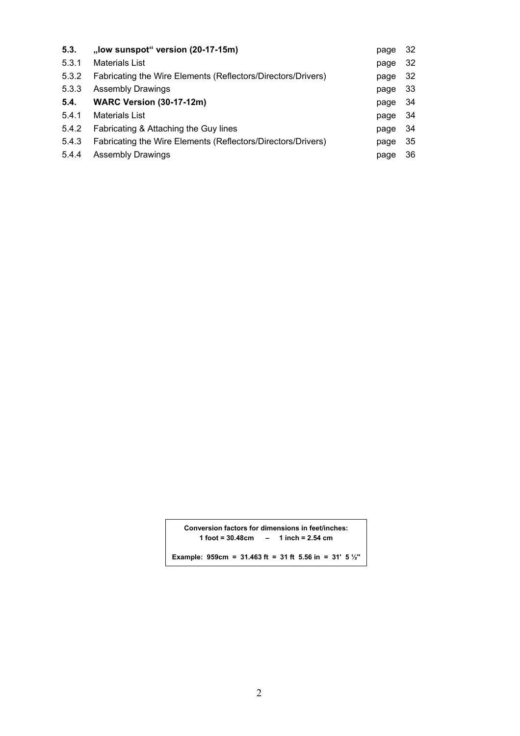| | | | |
|---|---|---|---|
| **5.3.** | **„low sunspot“ version (20-17-15m)** | page | 32 |
| 5.3.1 | Materials List | page | 32 |
| 5.3.2 | Fabricating the Wire Elements (Reflectors/Directors/Drivers) | page | 32 |
| 5.3.3 | Assembly Drawings | page | 33 |
| **5.4.** | **WARC Version (30-17-12m)** | page | 34 |
| 5.4.1 | Materials List | page | 34 |
| 5.4.2 | Fabricating & Attaching the Guy lines | page | 34 |
| 5.4.3 | Fabricating the Wire Elements (Reflectors/Directors/Drivers) | page | 35 |
| 5.4.4 | Assembly Drawings | page | 36 |

**Conversion factors for dimensions in feet/inches:**
**1 foot = 30.48cm – 1 inch = 2.54 cm**

**Example: 959cm = 31.463 ft = 31 ft 5.56 in = 31' 5 ½"**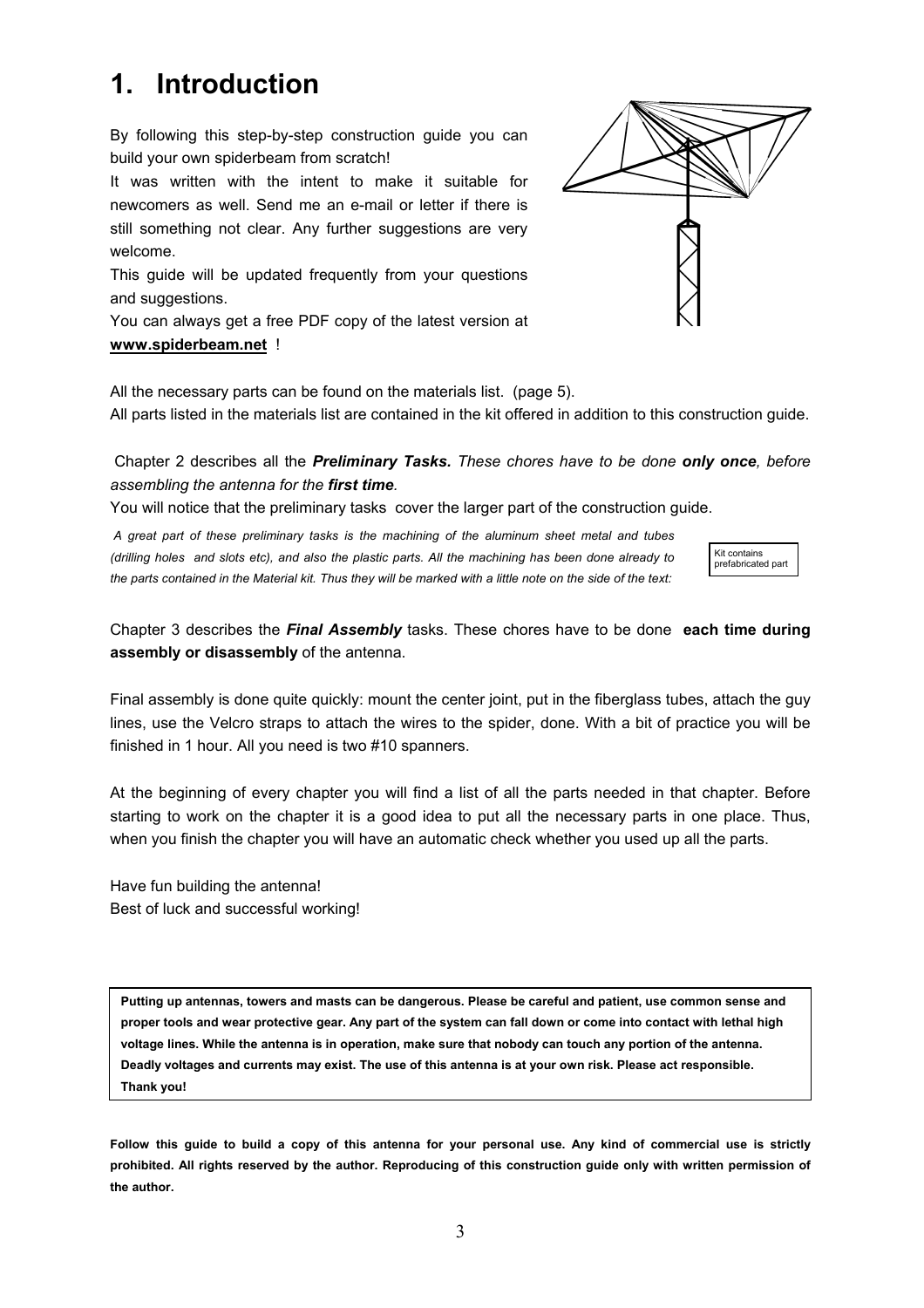# 1. Introduction

By following this step-by-step construction guide you can build your own spiderbeam from scratch!

It was written with the intent to make it suitable for newcomers as well. Send me an e-mail or letter if there is still something not clear. Any further suggestions are very welcome.

This guide will be updated frequently from your questions and suggestions.

You can always get a free PDF copy of the latest version at **www.spiderbeam.net** !

All the necessary parts can be found on the materials list. (page 5).
All parts listed in the materials list are contained in the kit offered in addition to this construction guide.

Chapter 2 describes all the ***Preliminary Tasks.*** *These chores have to be done* ***only once****, before assembling the antenna for the* ***first time****.*
You will notice that the preliminary tasks cover the larger part of the construction guide.

*A great part of these preliminary tasks is the machining of the aluminum sheet metal and tubes (drilling holes and slots etc), and also the plastic parts. All the machining has been done already to the parts contained in the Material kit. Thus they will be marked with a little note on the side of the text:*

Kit contains prefabricated part

Chapter 3 describes the ***Final Assembly*** tasks. These chores have to be done **each time during assembly or disassembly** of the antenna.

Final assembly is done quite quickly: mount the center joint, put in the fiberglass tubes, attach the guy lines, use the Velcro straps to attach the wires to the spider, done. With a bit of practice you will be finished in 1 hour. All you need is two #10 spanners.

At the beginning of every chapter you will find a list of all the parts needed in that chapter. Before starting to work on the chapter it is a good idea to put all the necessary parts in one place. Thus, when you finish the chapter you will have an automatic check whether you used up all the parts.

Have fun building the antenna!
Best of luck and successful working!

**Putting up antennas, towers and masts can be dangerous. Please be careful and patient, use common sense and proper tools and wear protective gear. Any part of the system can fall down or come into contact with lethal high voltage lines. While the antenna is in operation, make sure that nobody can touch any portion of the antenna. Deadly voltages and currents may exist. The use of this antenna is at your own risk. Please act responsible. Thank you!**

**Follow this guide to build a copy of this antenna for your personal use. Any kind of commercial use is strictly prohibited. All rights reserved by the author. Reproducing of this construction guide only with written permission of the author.**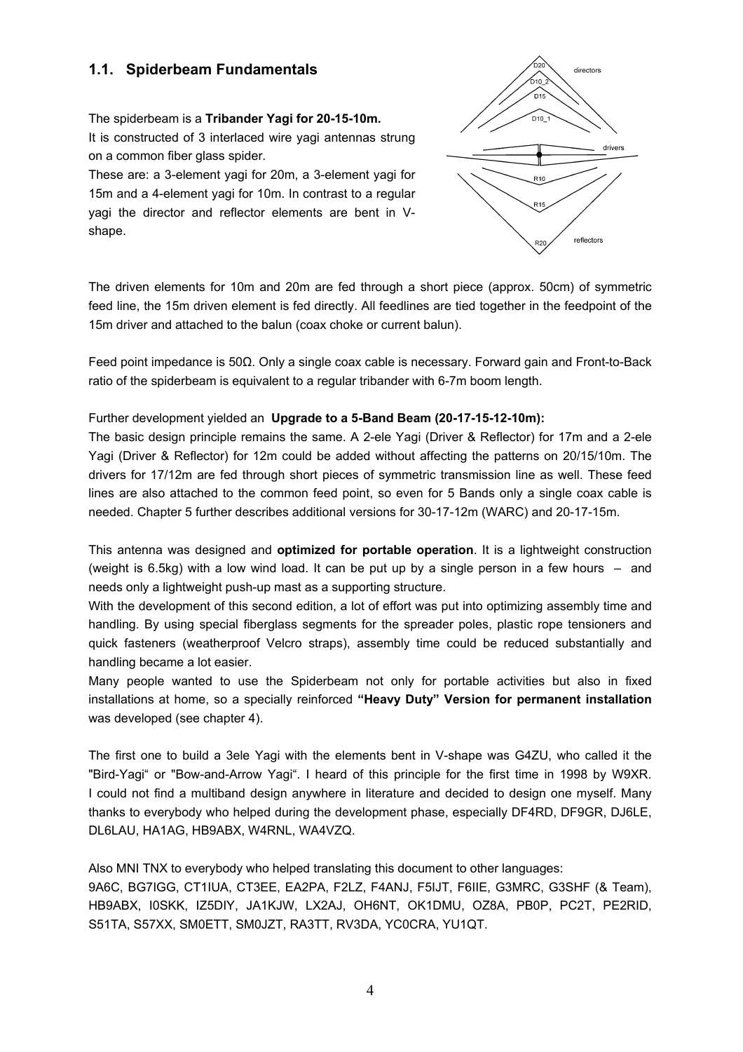## 1.1. Spiderbeam Fundamentals

The spiderbeam is a **Tribander Yagi for 20-15-10m.**
It is constructed of 3 interlaced wire yagi antennas strung on a common fiber glass spider.
These are: a 3-element yagi for 20m, a 3-element yagi for 15m and a 4-element yagi for 10m. In contrast to a regular yagi the director and reflector elements are bent in V-shape.

The driven elements for 10m and 20m are fed through a short piece (approx. 50cm) of symmetric feed line, the 15m driven element is fed directly. All feedlines are tied together in the feedpoint of the 15m driver and attached to the balun (coax choke or current balun).

Feed point impedance is 50Ω. Only a single coax cable is necessary. Forward gain and Front-to-Back ratio of the spiderbeam is equivalent to a regular tribander with 6-7m boom length.

Further development yielded an **Upgrade to a 5-Band Beam (20-17-15-12-10m):**
The basic design principle remains the same. A 2-ele Yagi (Driver & Reflector) for 17m and a 2-ele Yagi (Driver & Reflector) for 12m could be added without affecting the patterns on 20/15/10m. The drivers for 17/12m are fed through short pieces of symmetric transmission line as well. These feed lines are also attached to the common feed point, so even for 5 Bands only a single coax cable is needed. Chapter 5 further describes additional versions for 30-17-12m (WARC) and 20-17-15m.

This antenna was designed and **optimized for portable operation**. It is a lightweight construction (weight is 6.5kg) with a low wind load. It can be put up by a single person in a few hours – and needs only a lightweight push-up mast as a supporting structure.
With the development of this second edition, a lot of effort was put into optimizing assembly time and handling. By using special fiberglass segments for the spreader poles, plastic rope tensioners and quick fasteners (weatherproof Velcro straps), assembly time could be reduced substantially and handling became a lot easier.
Many people wanted to use the Spiderbeam not only for portable activities but also in fixed installations at home, so a specially reinforced **"Heavy Duty" Version for permanent installation** was developed (see chapter 4).

The first one to build a 3ele Yagi with the elements bent in V-shape was G4ZU, who called it the "Bird-Yagi" or "Bow-and-Arrow Yagi". I heard of this principle for the first time in 1998 by W9XR. I could not find a multiband design anywhere in literature and decided to design one myself. Many thanks to everybody who helped during the development phase, especially DF4RD, DF9GR, DJ6LE, DL6LAU, HA1AG, HB9ABX, W4RNL, WA4VZQ.

Also MNI TNX to everybody who helped translating this document to other languages:
9A6C, BG7IGG, CT1IUA, CT3EE, EA2PA, F2LZ, F4ANJ, F5IJT, F6IIE, G3MRC, G3SHF (& Team), HB9ABX, I0SKK, IZ5DIY, JA1KJW, LX2AJ, OH6NT, OK1DMU, OZ8A, PB0P, PC2T, PE2RID, S51TA, S57XX, SM0ETT, SM0JZT, RA3TT, RV3DA, YC0CRA, YU1QT.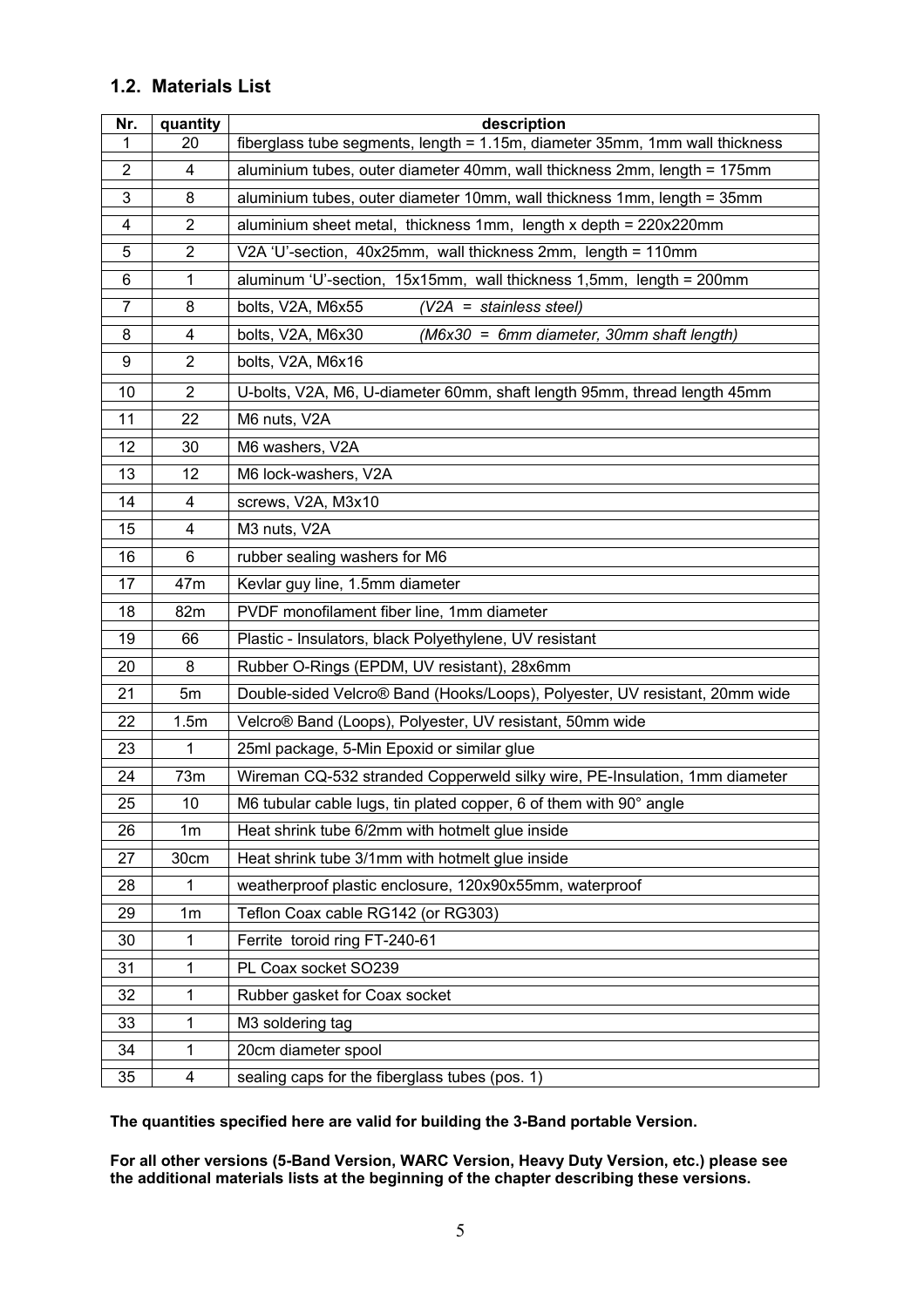## 1.2. Materials List

| Nr. | quantity | description |
|---|---|---|
| 1 | 20 | fiberglass tube segments, length = 1.15m, diameter 35mm, 1mm wall thickness |
| 2 | 4 | aluminium tubes, outer diameter 40mm, wall thickness 2mm, length = 175mm |
| 3 | 8 | aluminium tubes, outer diameter 10mm, wall thickness 1mm, length = 35mm |
| 4 | 2 | aluminium sheet metal, thickness 1mm, length x depth = 220x220mm |
| 5 | 2 | V2A 'U'-section, 40x25mm, wall thickness 2mm, length = 110mm |
| 6 | 1 | aluminum 'U'-section, 15x15mm, wall thickness 1,5mm, length = 200mm |
| 7 | 8 | bolts, V2A, M6x55 *(V2A = stainless steel)* |
| 8 | 4 | bolts, V2A, M6x30 *(M6x30 = 6mm diameter, 30mm shaft length)* |
| 9 | 2 | bolts, V2A, M6x16 |
| 10 | 2 | U-bolts, V2A, M6, U-diameter 60mm, shaft length 95mm, thread length 45mm |
| 11 | 22 | M6 nuts, V2A |
| 12 | 30 | M6 washers, V2A |
| 13 | 12 | M6 lock-washers, V2A |
| 14 | 4 | screws, V2A, M3x10 |
| 15 | 4 | M3 nuts, V2A |
| 16 | 6 | rubber sealing washers for M6 |
| 17 | 47m | Kevlar guy line, 1.5mm diameter |
| 18 | 82m | PVDF monofilament fiber line, 1mm diameter |
| 19 | 66 | Plastic - Insulators, black Polyethylene, UV resistant |
| 20 | 8 | Rubber O-Rings (EPDM, UV resistant), 28x6mm |
| 21 | 5m | Double-sided Velcro® Band (Hooks/Loops), Polyester, UV resistant, 20mm wide |
| 22 | 1.5m | Velcro® Band (Loops), Polyester, UV resistant, 50mm wide |
| 23 | 1 | 25ml package, 5-Min Epoxid or similar glue |
| 24 | 73m | Wireman CQ-532 stranded Copperweld silky wire, PE-Insulation, 1mm diameter |
| 25 | 10 | M6 tubular cable lugs, tin plated copper, 6 of them with 90° angle |
| 26 | 1m | Heat shrink tube 6/2mm with hotmelt glue inside |
| 27 | 30cm | Heat shrink tube 3/1mm with hotmelt glue inside |
| 28 | 1 | weatherproof plastic enclosure, 120x90x55mm, waterproof |
| 29 | 1m | Teflon Coax cable RG142 (or RG303) |
| 30 | 1 | Ferrite toroid ring FT-240-61 |
| 31 | 1 | PL Coax socket SO239 |
| 32 | 1 | Rubber gasket for Coax socket |
| 33 | 1 | M3 soldering tag |
| 34 | 1 | 20cm diameter spool |
| 35 | 4 | sealing caps for the fiberglass tubes (pos. 1) |

**The quantities specified here are valid for building the 3-Band portable Version.**

**For all other versions (5-Band Version, WARC Version, Heavy Duty Version, etc.) please see the additional materials lists at the beginning of the chapter describing these versions.**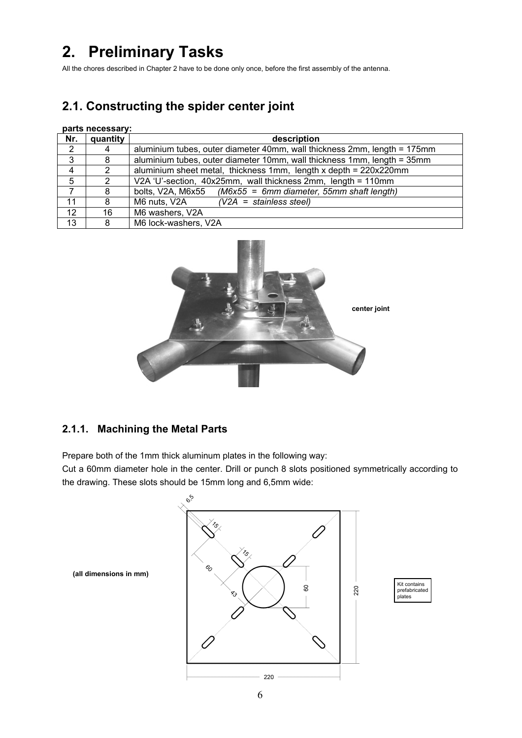# 2. Preliminary Tasks

All the chores described in Chapter 2 have to be done only once, before the first assembly of the antenna.

## 2.1. Constructing the spider center joint

**parts necessary:**

| Nr. | quantity | description |
|---|---|---|
| 2 | 4 | aluminium tubes, outer diameter 40mm, wall thickness 2mm, length = 175mm |
| 3 | 8 | aluminium tubes, outer diameter 10mm, wall thickness 1mm, length = 35mm |
| 4 | 2 | aluminium sheet metal, thickness 1mm, length x depth = 220x220mm |
| 5 | 2 | V2A 'U'-section, 40x25mm, wall thickness 2mm, length = 110mm |
| 7 | 8 | bolts, V2A, M6x55 *(M6x55 = 6mm diameter, 55mm shaft length)* |
| 11 | 8 | M6 nuts, V2A *(V2A = stainless steel)* |
| 12 | 16 | M6 washers, V2A |
| 13 | 8 | M6 lock-washers, V2A |

center joint

### 2.1.1. Machining the Metal Parts

Prepare both of the 1mm thick aluminum plates in the following way:
Cut a 60mm diameter hole in the center. Drill or punch 8 slots positioned symmetrically according to the drawing. These slots should be 15mm long and 6,5mm wide:

(all dimensions in mm)

Kit contains prefabricated plates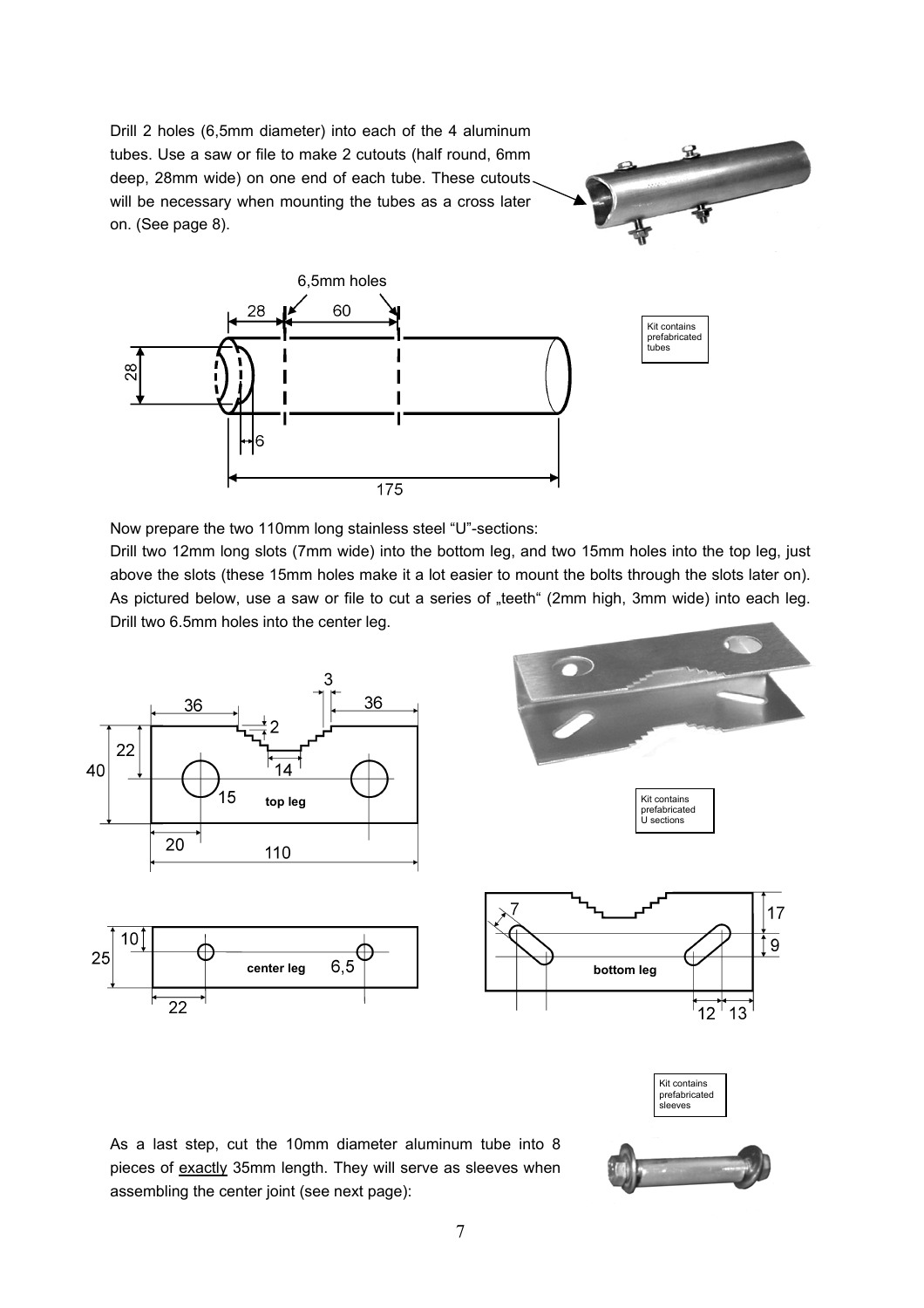Drill 2 holes (6,5mm diameter) into each of the 4 aluminum tubes. Use a saw or file to make 2 cutouts (half round, 6mm deep, 28mm wide) on one end of each tube. These cutouts will be necessary when mounting the tubes as a cross later on. (See page 8).

Kit contains prefabricated tubes

Now prepare the two 110mm long stainless steel "U"-sections:

Drill two 12mm long slots (7mm wide) into the bottom leg, and two 15mm holes into the top leg, just above the slots (these 15mm holes make it a lot easier to mount the bolts through the slots later on). As pictured below, use a saw or file to cut a series of „teeth" (2mm high, 3mm wide) into each leg. Drill two 6.5mm holes into the center leg.

Kit contains prefabricated U sections

Kit contains prefabricated sleeves

As a last step, cut the 10mm diameter aluminum tube into 8 pieces of exactly 35mm length. They will serve as sleeves when assembling the center joint (see next page):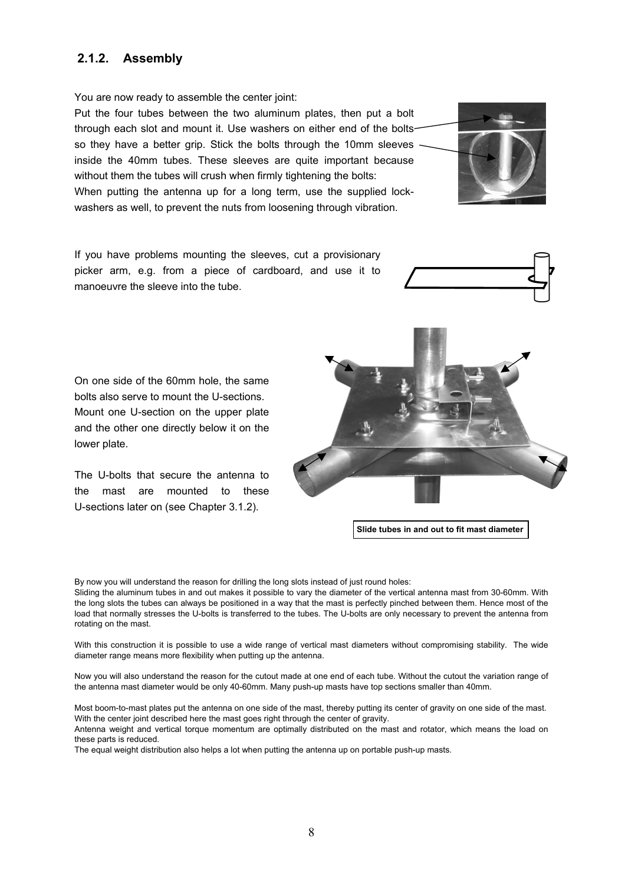### 2.1.2. Assembly

You are now ready to assemble the center joint:

Put the four tubes between the two aluminum plates, then put a bolt through each slot and mount it. Use washers on either end of the bolts so they have a better grip. Stick the bolts through the 10mm sleeves inside the 40mm tubes. These sleeves are quite important because without them the tubes will crush when firmly tightening the bolts:

When putting the antenna up for a long term, use the supplied lock-washers as well, to prevent the nuts from loosening through vibration.

If you have problems mounting the sleeves, cut a provisionary picker arm, e.g. from a piece of cardboard, and use it to manoeuvre the sleeve into the tube.

On one side of the 60mm hole, the same bolts also serve to mount the U-sections. Mount one U-section on the upper plate and the other one directly below it on the lower plate.

The U-bolts that secure the antenna to the mast are mounted to these U-sections later on (see Chapter 3.1.2).

**Slide tubes in and out to fit mast diameter**

By now you will understand the reason for drilling the long slots instead of just round holes:

Sliding the aluminum tubes in and out makes it possible to vary the diameter of the vertical antenna mast from 30-60mm. With the long slots the tubes can always be positioned in a way that the mast is perfectly pinched between them. Hence most of the load that normally stresses the U-bolts is transferred to the tubes. The U-bolts are only necessary to prevent the antenna from rotating on the mast.

With this construction it is possible to use a wide range of vertical mast diameters without compromising stability. The wide diameter range means more flexibility when putting up the antenna.

Now you will also understand the reason for the cutout made at one end of each tube. Without the cutout the variation range of the antenna mast diameter would be only 40-60mm. Many push-up masts have top sections smaller than 40mm.

Most boom-to-mast plates put the antenna on one side of the mast, thereby putting its center of gravity on one side of the mast. With the center joint described here the mast goes right through the center of gravity.

Antenna weight and vertical torque momentum are optimally distributed on the mast and rotator, which means the load on these parts is reduced.

The equal weight distribution also helps a lot when putting the antenna up on portable push-up masts.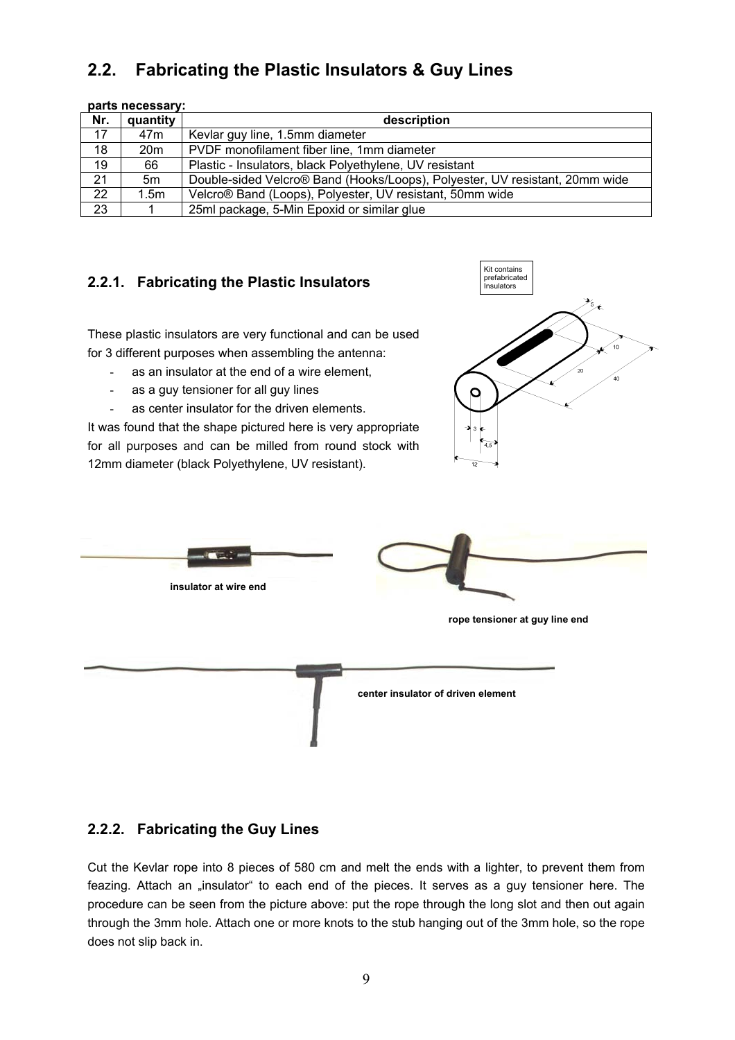## 2.2. Fabricating the Plastic Insulators & Guy Lines

**parts necessary:**

| Nr. | quantity | description |
|---|---|---|
| 17 | 47m | Kevlar guy line, 1.5mm diameter |
| 18 | 20m | PVDF monofilament fiber line, 1mm diameter |
| 19 | 66 | Plastic - Insulators, black Polyethylene, UV resistant |
| 21 | 5m | Double-sided Velcro® Band (Hooks/Loops), Polyester, UV resistant, 20mm wide |
| 22 | 1.5m | Velcro® Band (Loops), Polyester, UV resistant, 50mm wide |
| 23 | 1 | 25ml package, 5-Min Epoxid or similar glue |

### 2.2.1. Fabricating the Plastic Insulators

Kit contains prefabricated Insulators

These plastic insulators are very functional and can be used for 3 different purposes when assembling the antenna:

- as an insulator at the end of a wire element,
- as a guy tensioner for all guy lines
- as center insulator for the driven elements.

It was found that the shape pictured here is very appropriate for all purposes and can be milled from round stock with 12mm diameter (black Polyethylene, UV resistant).

insulator at wire end

rope tensioner at guy line end

center insulator of driven element

### 2.2.2. Fabricating the Guy Lines

Cut the Kevlar rope into 8 pieces of 580 cm and melt the ends with a lighter, to prevent them from feazing. Attach an „insulator" to each end of the pieces. It serves as a guy tensioner here. The procedure can be seen from the picture above: put the rope through the long slot and then out again through the 3mm hole. Attach one or more knots to the stub hanging out of the 3mm hole, so the rope does not slip back in.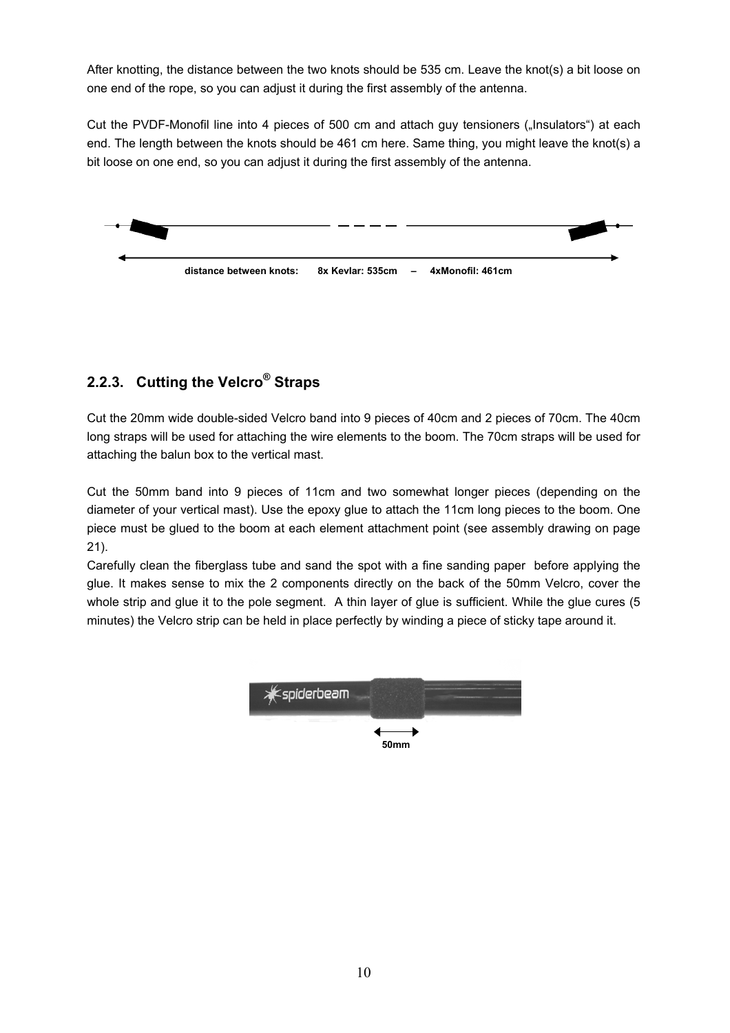After knotting, the distance between the two knots should be 535 cm. Leave the knot(s) a bit loose on one end of the rope, so you can adjust it during the first assembly of the antenna.

Cut the PVDF-Monofil line into 4 pieces of 500 cm and attach guy tensioners („Insulators") at each end. The length between the knots should be 461 cm here. Same thing, you might leave the knot(s) a bit loose on one end, so you can adjust it during the first assembly of the antenna.

distance between knots: 8x Kevlar: 535cm – 4xMonofil: 461cm

### 2.2.3. Cutting the Velcro® Straps

Cut the 20mm wide double-sided Velcro band into 9 pieces of 40cm and 2 pieces of 70cm. The 40cm long straps will be used for attaching the wire elements to the boom. The 70cm straps will be used for attaching the balun box to the vertical mast.

Cut the 50mm band into 9 pieces of 11cm and two somewhat longer pieces (depending on the diameter of your vertical mast). Use the epoxy glue to attach the 11cm long pieces to the boom. One piece must be glued to the boom at each element attachment point (see assembly drawing on page 21).

Carefully clean the fiberglass tube and sand the spot with a fine sanding paper before applying the glue. It makes sense to mix the 2 components directly on the back of the 50mm Velcro, cover the whole strip and glue it to the pole segment. A thin layer of glue is sufficient. While the glue cures (5 minutes) the Velcro strip can be held in place perfectly by winding a piece of sticky tape around it.

50mm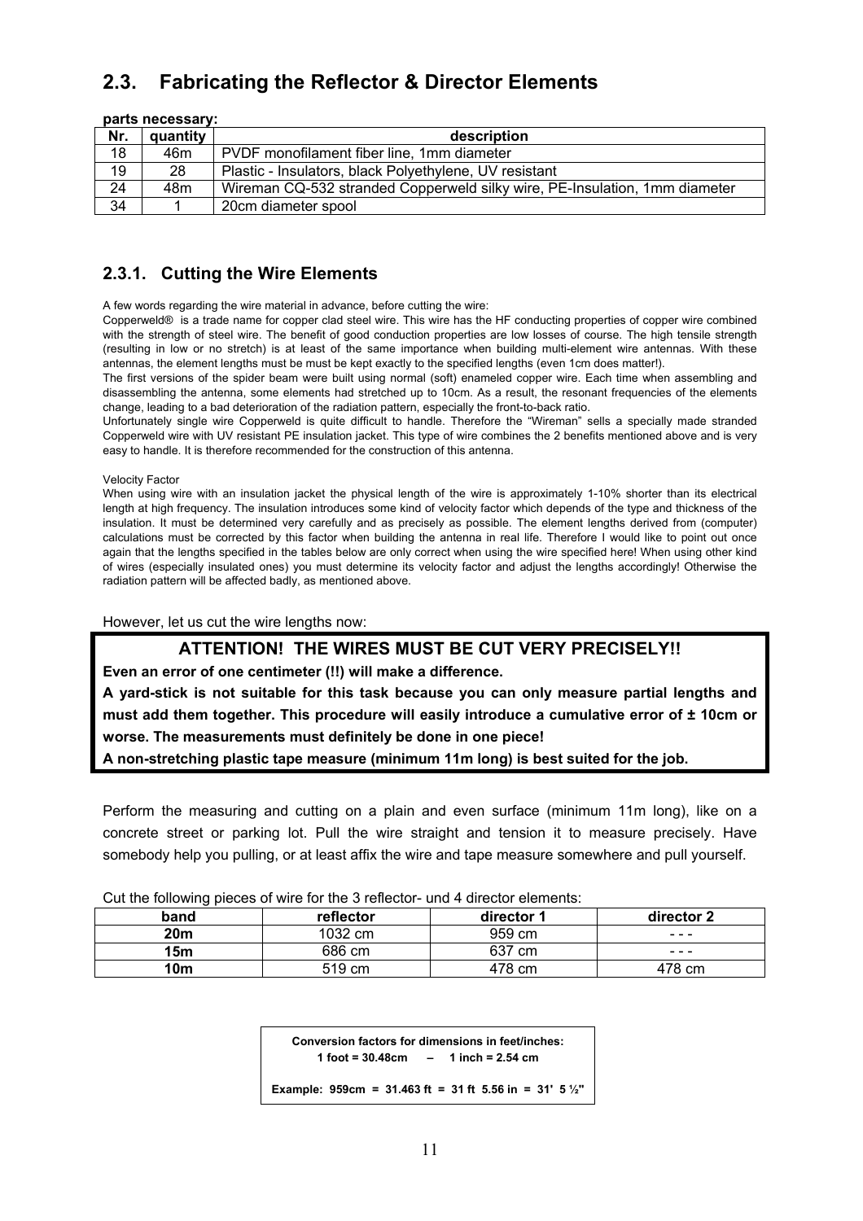## 2.3. Fabricating the Reflector & Director Elements

**parts necessary:**

| Nr. | quantity | description |
|---|---|---|
| 18 | 46m | PVDF monofilament fiber line, 1mm diameter |
| 19 | 28 | Plastic - Insulators, black Polyethylene, UV resistant |
| 24 | 48m | Wireman CQ-532 stranded Copperweld silky wire, PE-Insulation, 1mm diameter |
| 34 | 1 | 20cm diameter spool |

### 2.3.1. Cutting the Wire Elements

A few words regarding the wire material in advance, before cutting the wire:

Copperweld® is a trade name for copper clad steel wire. This wire has the HF conducting properties of copper wire combined with the strength of steel wire. The benefit of good conduction properties are low losses of course. The high tensile strength (resulting in low or no stretch) is at least of the same importance when building multi-element wire antennas. With these antennas, the element lengths must be must be kept exactly to the specified lengths (even 1cm does matter!).

The first versions of the spider beam were built using normal (soft) enameled copper wire. Each time when assembling and disassembling the antenna, some elements had stretched up to 10cm. As a result, the resonant frequencies of the elements change, leading to a bad deterioration of the radiation pattern, especially the front-to-back ratio.

Unfortunately single wire Copperweld is quite difficult to handle. Therefore the "Wireman" sells a specially made stranded Copperweld wire with UV resistant PE insulation jacket. This type of wire combines the 2 benefits mentioned above and is very easy to handle. It is therefore recommended for the construction of this antenna.

Velocity Factor

When using wire with an insulation jacket the physical length of the wire is approximately 1-10% shorter than its electrical length at high frequency. The insulation introduces some kind of velocity factor which depends of the type and thickness of the insulation. It must be determined very carefully and as precisely as possible. The element lengths derived from (computer) calculations must be corrected by this factor when building the antenna in real life. Therefore I would like to point out once again that the lengths specified in the tables below are only correct when using the wire specified here! When using other kind of wires (especially insulated ones) you must determine its velocity factor and adjust the lengths accordingly! Otherwise the radiation pattern will be affected badly, as mentioned above.

However, let us cut the wire lengths now:

**ATTENTION! THE WIRES MUST BE CUT VERY PRECISELY!!**

**Even an error of one centimeter (!!) will make a difference.**

**A yard-stick is not suitable for this task because you can only measure partial lengths and must add them together. This procedure will easily introduce a cumulative error of ± 10cm or worse. The measurements must definitely be done in one piece!**

**A non-stretching plastic tape measure (minimum 11m long) is best suited for the job.**

Perform the measuring and cutting on a plain and even surface (minimum 11m long), like on a concrete street or parking lot. Pull the wire straight and tension it to measure precisely. Have somebody help you pulling, or at least affix the wire and tape measure somewhere and pull yourself.

Cut the following pieces of wire for the 3 reflector- und 4 director elements:

| band | reflector | director 1 | director 2 |
|---|---|---|---|
| **20m** | 1032 cm | 959 cm | - - - |
| **15m** | 686 cm | 637 cm | - - - |
| **10m** | 519 cm | 478 cm | 478 cm |

**Conversion factors for dimensions in feet/inches:**
**1 foot = 30.48cm – 1 inch = 2.54 cm**

**Example: 959cm = 31.463 ft = 31 ft 5.56 in = 31' 5 ½"**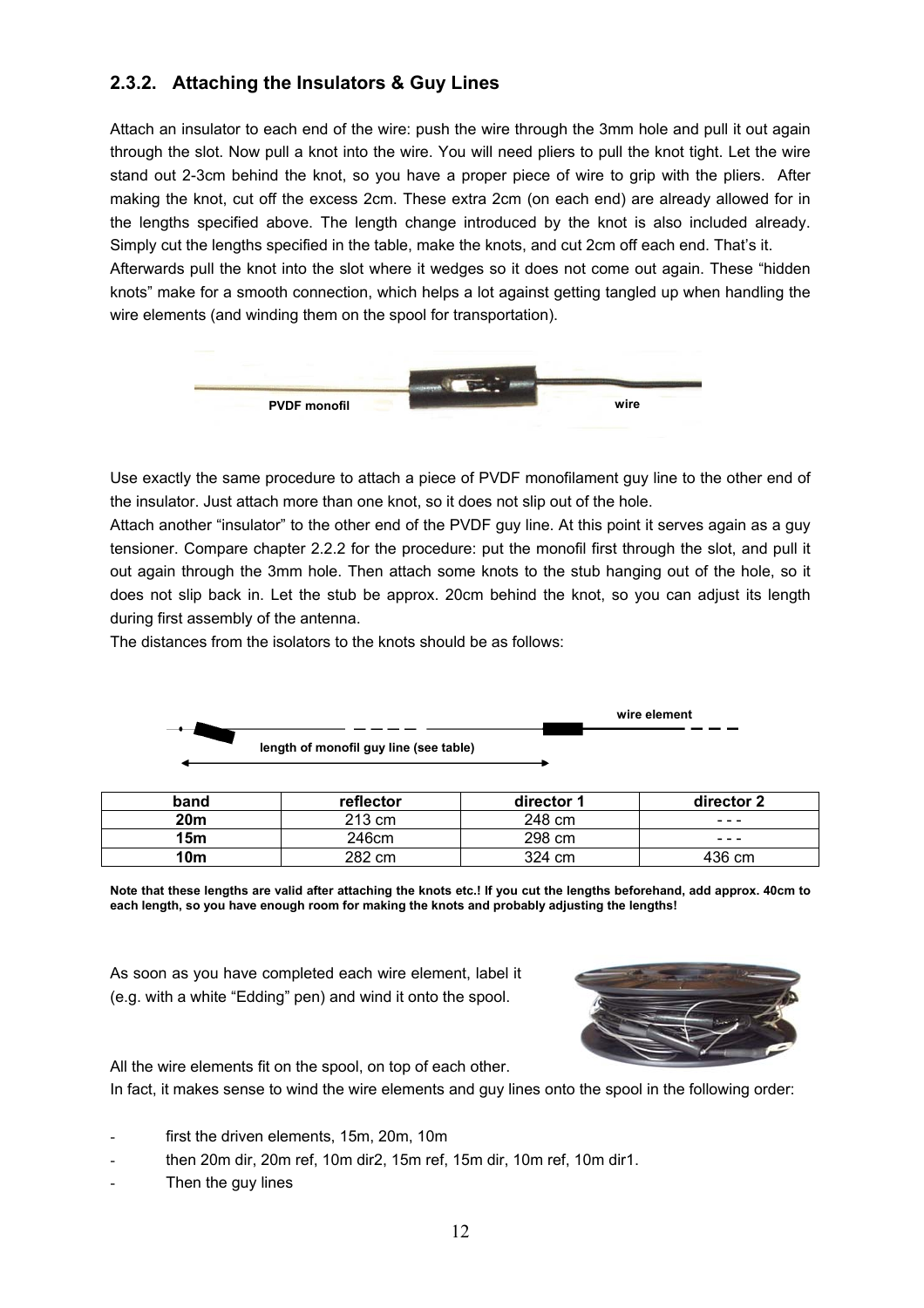### 2.3.2. Attaching the Insulators & Guy Lines

Attach an insulator to each end of the wire: push the wire through the 3mm hole and pull it out again through the slot. Now pull a knot into the wire. You will need pliers to pull the knot tight. Let the wire stand out 2-3cm behind the knot, so you have a proper piece of wire to grip with the pliers. After making the knot, cut off the excess 2cm. These extra 2cm (on each end) are already allowed for in the lengths specified above. The length change introduced by the knot is also included already. Simply cut the lengths specified in the table, make the knots, and cut 2cm off each end. That's it.

Afterwards pull the knot into the slot where it wedges so it does not come out again. These "hidden knots" make for a smooth connection, which helps a lot against getting tangled up when handling the wire elements (and winding them on the spool for transportation).

PVDF monofil wire

Use exactly the same procedure to attach a piece of PVDF monofilament guy line to the other end of the insulator. Just attach more than one knot, so it does not slip out of the hole.

Attach another "insulator" to the other end of the PVDF guy line. At this point it serves again as a guy tensioner. Compare chapter 2.2.2 for the procedure: put the monofil first through the slot, and pull it out again through the 3mm hole. Then attach some knots to the stub hanging out of the hole, so it does not slip back in. Let the stub be approx. 20cm behind the knot, so you can adjust its length during first assembly of the antenna.

The distances from the isolators to the knots should be as follows:

wire element

length of monofil guy line (see table)

| band | reflector | director 1 | director 2 |
|---|---|---|---|
| **20m** | 213 cm | 248 cm | - - - |
| **15m** | 246cm | 298 cm | - - - |
| **10m** | 282 cm | 324 cm | 436 cm |

**Note that these lengths are valid after attaching the knots etc.! If you cut the lengths beforehand, add approx. 40cm to each length, so you have enough room for making the knots and probably adjusting the lengths!**

As soon as you have completed each wire element, label it (e.g. with a white "Edding" pen) and wind it onto the spool.

All the wire elements fit on the spool, on top of each other.

In fact, it makes sense to wind the wire elements and guy lines onto the spool in the following order:

- first the driven elements, 15m, 20m, 10m
- then 20m dir, 20m ref, 10m dir2, 15m ref, 15m dir, 10m ref, 10m dir1.
- Then the guy lines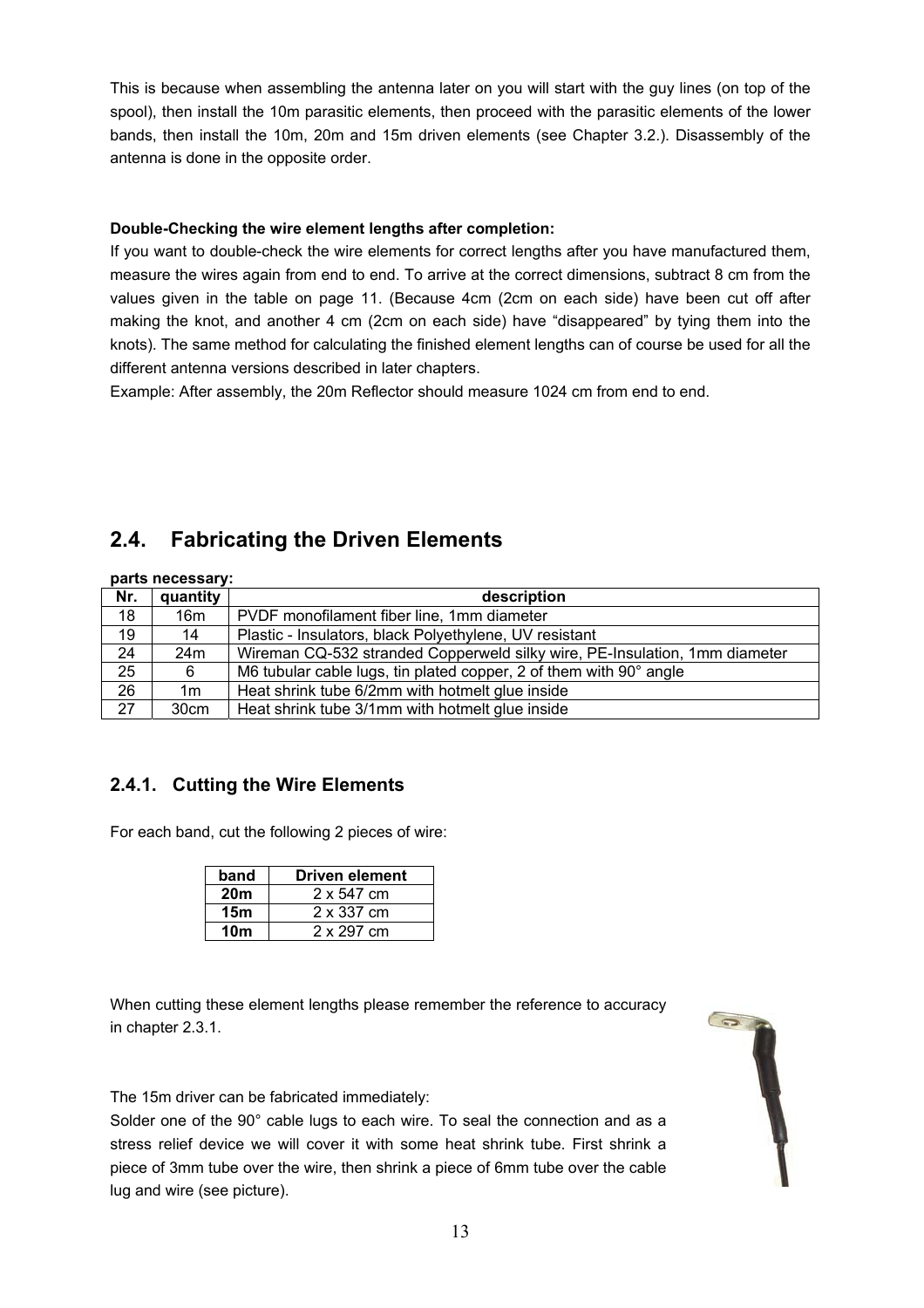This is because when assembling the antenna later on you will start with the guy lines (on top of the spool), then install the 10m parasitic elements, then proceed with the parasitic elements of the lower bands, then install the 10m, 20m and 15m driven elements (see Chapter 3.2.). Disassembly of the antenna is done in the opposite order.

**Double-Checking the wire element lengths after completion:**

If you want to double-check the wire elements for correct lengths after you have manufactured them, measure the wires again from end to end. To arrive at the correct dimensions, subtract 8 cm from the values given in the table on page 11. (Because 4cm (2cm on each side) have been cut off after making the knot, and another 4 cm (2cm on each side) have "disappeared" by tying them into the knots). The same method for calculating the finished element lengths can of course be used for all the different antenna versions described in later chapters.

Example: After assembly, the 20m Reflector should measure 1024 cm from end to end.

## 2.4. Fabricating the Driven Elements

**parts necessary:**

| Nr. | quantity | description |
|---|---|---|
| 18 | 16m | PVDF monofilament fiber line, 1mm diameter |
| 19 | 14 | Plastic - Insulators, black Polyethylene, UV resistant |
| 24 | 24m | Wireman CQ-532 stranded Copperweld silky wire, PE-Insulation, 1mm diameter |
| 25 | 6 | M6 tubular cable lugs, tin plated copper, 2 of them with 90° angle |
| 26 | 1m | Heat shrink tube 6/2mm with hotmelt glue inside |
| 27 | 30cm | Heat shrink tube 3/1mm with hotmelt glue inside |

### 2.4.1. Cutting the Wire Elements

For each band, cut the following 2 pieces of wire:

| band | Driven element |
|---|---|
| **20m** | 2 x 547 cm |
| **15m** | 2 x 337 cm |
| **10m** | 2 x 297 cm |

When cutting these element lengths please remember the reference to accuracy in chapter 2.3.1.

The 15m driver can be fabricated immediately:

Solder one of the 90° cable lugs to each wire. To seal the connection and as a stress relief device we will cover it with some heat shrink tube. First shrink a piece of 3mm tube over the wire, then shrink a piece of 6mm tube over the cable lug and wire (see picture).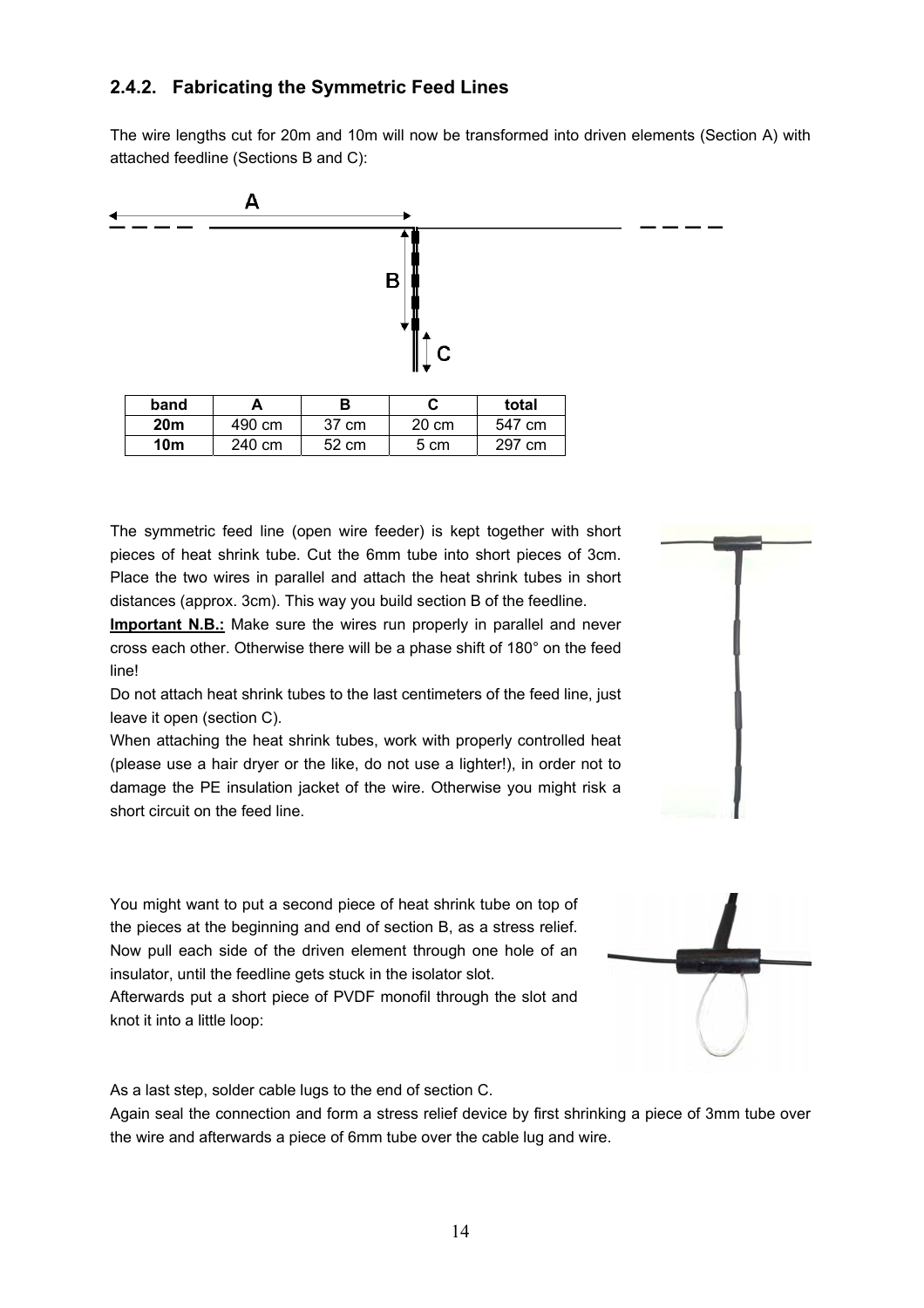### 2.4.2. Fabricating the Symmetric Feed Lines

The wire lengths cut for 20m and 10m will now be transformed into driven elements (Section A) with attached feedline (Sections B and C):

| band | A | B | C | total |
|---|---|---|---|---|
| **20m** | 490 cm | 37 cm | 20 cm | 547 cm |
| **10m** | 240 cm | 52 cm | 5 cm | 297 cm |

The symmetric feed line (open wire feeder) is kept together with short pieces of heat shrink tube. Cut the 6mm tube into short pieces of 3cm. Place the two wires in parallel and attach the heat shrink tubes in short distances (approx. 3cm). This way you build section B of the feedline.

**Important N.B.:** Make sure the wires run properly in parallel and never cross each other. Otherwise there will be a phase shift of 180° on the feed line!

Do not attach heat shrink tubes to the last centimeters of the feed line, just leave it open (section C).

When attaching the heat shrink tubes, work with properly controlled heat (please use a hair dryer or the like, do not use a lighter!), in order not to damage the PE insulation jacket of the wire. Otherwise you might risk a short circuit on the feed line.

You might want to put a second piece of heat shrink tube on top of the pieces at the beginning and end of section B, as a stress relief. Now pull each side of the driven element through one hole of an insulator, until the feedline gets stuck in the isolator slot.

Afterwards put a short piece of PVDF monofil through the slot and knot it into a little loop:

As a last step, solder cable lugs to the end of section C.

Again seal the connection and form a stress relief device by first shrinking a piece of 3mm tube over the wire and afterwards a piece of 6mm tube over the cable lug and wire.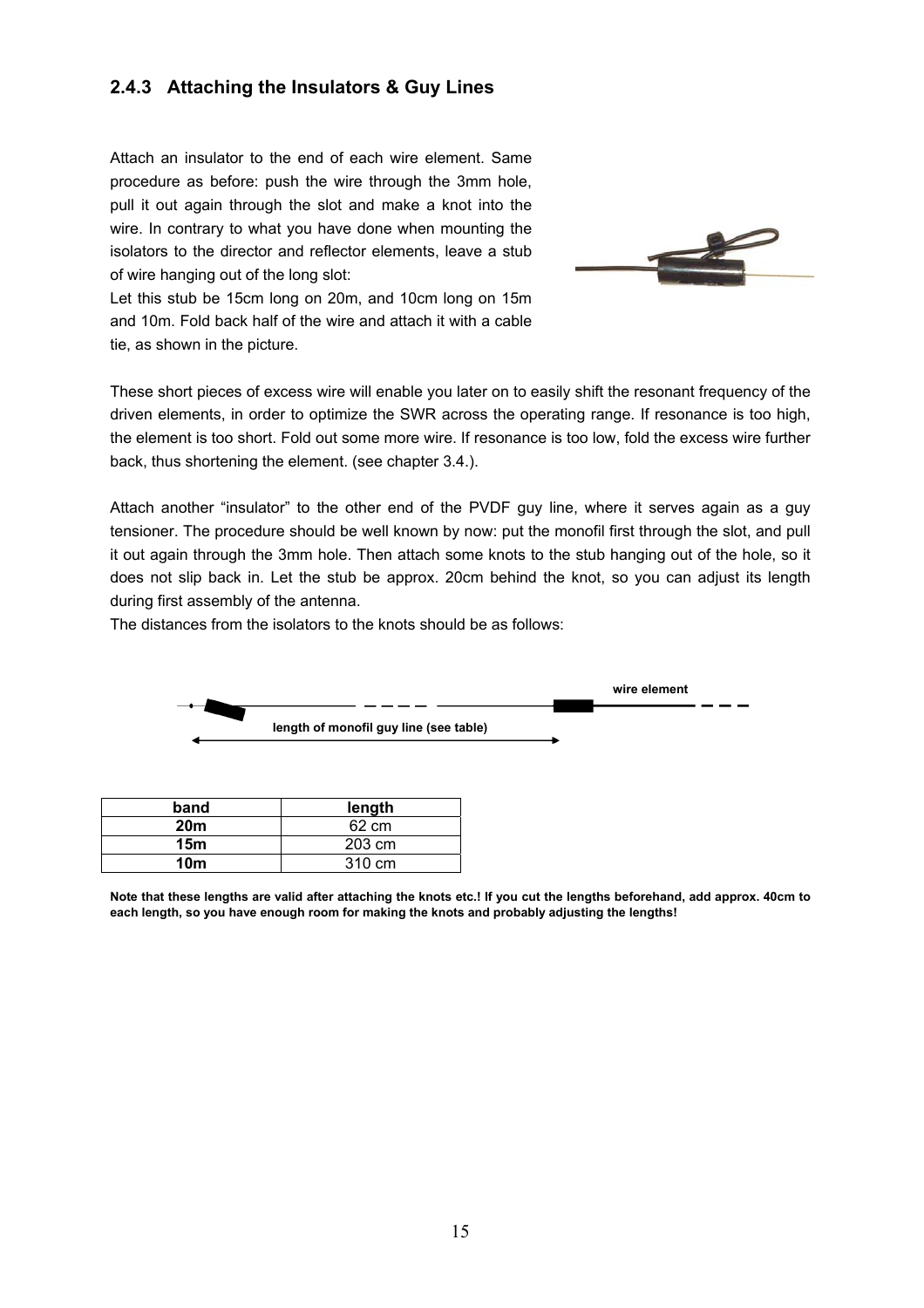### 2.4.3 Attaching the Insulators & Guy Lines

Attach an insulator to the end of each wire element. Same procedure as before: push the wire through the 3mm hole, pull it out again through the slot and make a knot into the wire. In contrary to what you have done when mounting the isolators to the director and reflector elements, leave a stub of wire hanging out of the long slot:

Let this stub be 15cm long on 20m, and 10cm long on 15m and 10m. Fold back half of the wire and attach it with a cable tie, as shown in the picture.

These short pieces of excess wire will enable you later on to easily shift the resonant frequency of the driven elements, in order to optimize the SWR across the operating range. If resonance is too high, the element is too short. Fold out some more wire. If resonance is too low, fold the excess wire further back, thus shortening the element. (see chapter 3.4.).

Attach another “insulator” to the other end of the PVDF guy line, where it serves again as a guy tensioner. The procedure should be well known by now: put the monofil first through the slot, and pull it out again through the 3mm hole. Then attach some knots to the stub hanging out of the hole, so it does not slip back in. Let the stub be approx. 20cm behind the knot, so you can adjust its length during first assembly of the antenna.

The distances from the isolators to the knots should be as follows:

wire element

length of monofil guy line (see table)

| band | length |
|---|---|
| **20m** | 62 cm |
| **15m** | 203 cm |
| **10m** | 310 cm |

**Note that these lengths are valid after attaching the knots etc.! If you cut the lengths beforehand, add approx. 40cm to each length, so you have enough room for making the knots and probably adjusting the lengths!**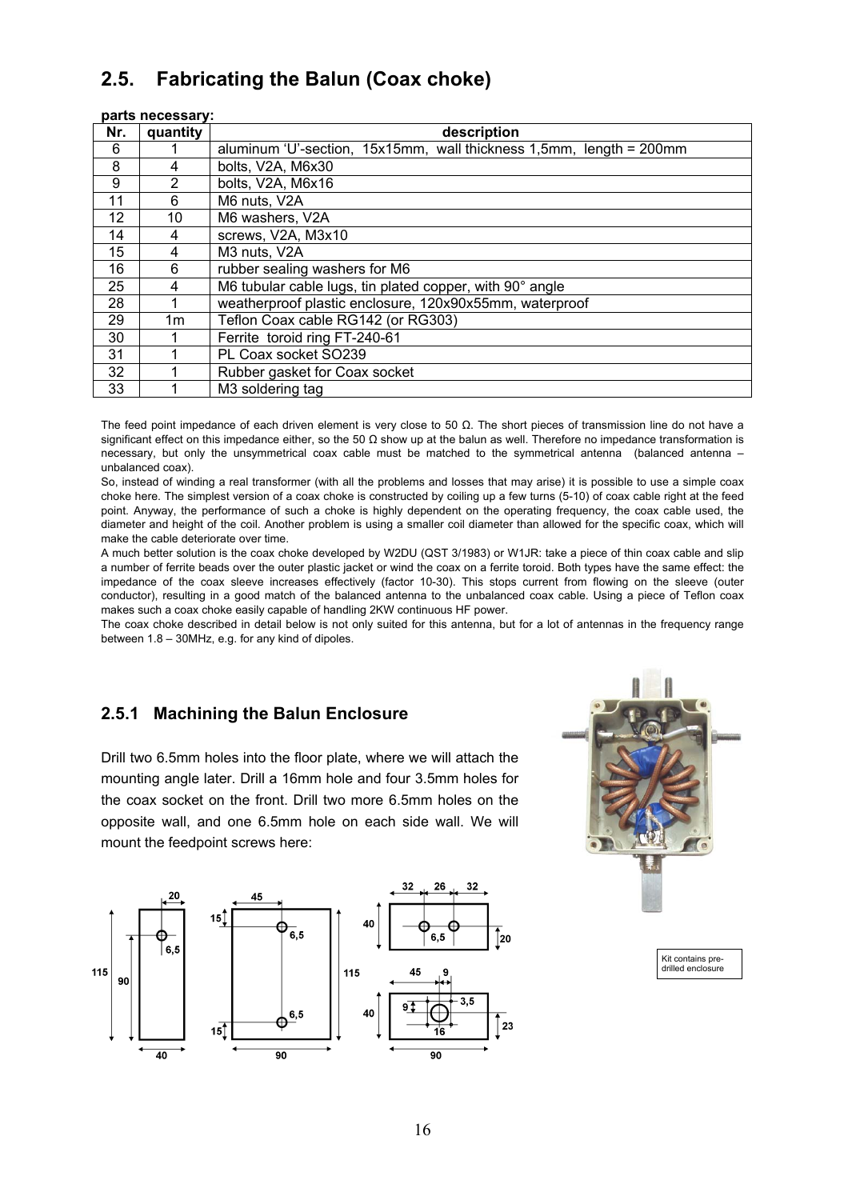## 2.5. Fabricating the Balun (Coax choke)

**parts necessary:**

| Nr. | quantity | description |
|---|---|---|
| 6 | 1 | aluminum 'U'-section, 15x15mm, wall thickness 1,5mm, length = 200mm |
| 8 | 4 | bolts, V2A, M6x30 |
| 9 | 2 | bolts, V2A, M6x16 |
| 11 | 6 | M6 nuts, V2A |
| 12 | 10 | M6 washers, V2A |
| 14 | 4 | screws, V2A, M3x10 |
| 15 | 4 | M3 nuts, V2A |
| 16 | 6 | rubber sealing washers for M6 |
| 25 | 4 | M6 tubular cable lugs, tin plated copper, with 90° angle |
| 28 | 1 | weatherproof plastic enclosure, 120x90x55mm, waterproof |
| 29 | 1m | Teflon Coax cable RG142 (or RG303) |
| 30 | 1 | Ferrite toroid ring FT-240-61 |
| 31 | 1 | PL Coax socket SO239 |
| 32 | 1 | Rubber gasket for Coax socket |
| 33 | 1 | M3 soldering tag |

The feed point impedance of each driven element is very close to 50 Ω. The short pieces of transmission line do not have a significant effect on this impedance either, so the 50 Ω show up at the balun as well. Therefore no impedance transformation is necessary, but only the unsymmetrical coax cable must be matched to the symmetrical antenna (balanced antenna – unbalanced coax).

So, instead of winding a real transformer (with all the problems and losses that may arise) it is possible to use a simple coax choke here. The simplest version of a coax choke is constructed by coiling up a few turns (5-10) of coax cable right at the feed point. Anyway, the performance of such a choke is highly dependent on the operating frequency, the coax cable used, the diameter and height of the coil. Another problem is using a smaller coil diameter than allowed for the specific coax, which will make the cable deteriorate over time.

A much better solution is the coax choke developed by W2DU (QST 3/1983) or W1JR: take a piece of thin coax cable and slip a number of ferrite beads over the outer plastic jacket or wind the coax on a ferrite toroid. Both types have the same effect: the impedance of the coax sleeve increases effectively (factor 10-30). This stops current from flowing on the sleeve (outer conductor), resulting in a good match of the balanced antenna to the unbalanced coax cable. Using a piece of Teflon coax makes such a coax choke easily capable of handling 2KW continuous HF power.

The coax choke described in detail below is not only suited for this antenna, but for a lot of antennas in the frequency range between 1.8 – 30MHz, e.g. for any kind of dipoles.

### 2.5.1 Machining the Balun Enclosure

Drill two 6.5mm holes into the floor plate, where we will attach the mounting angle later. Drill a 16mm hole and four 3.5mm holes for the coax socket on the front. Drill two more 6.5mm holes on the opposite wall, and one 6.5mm hole on each side wall. We will mount the feedpoint screws here:

Kit contains pre-drilled enclosure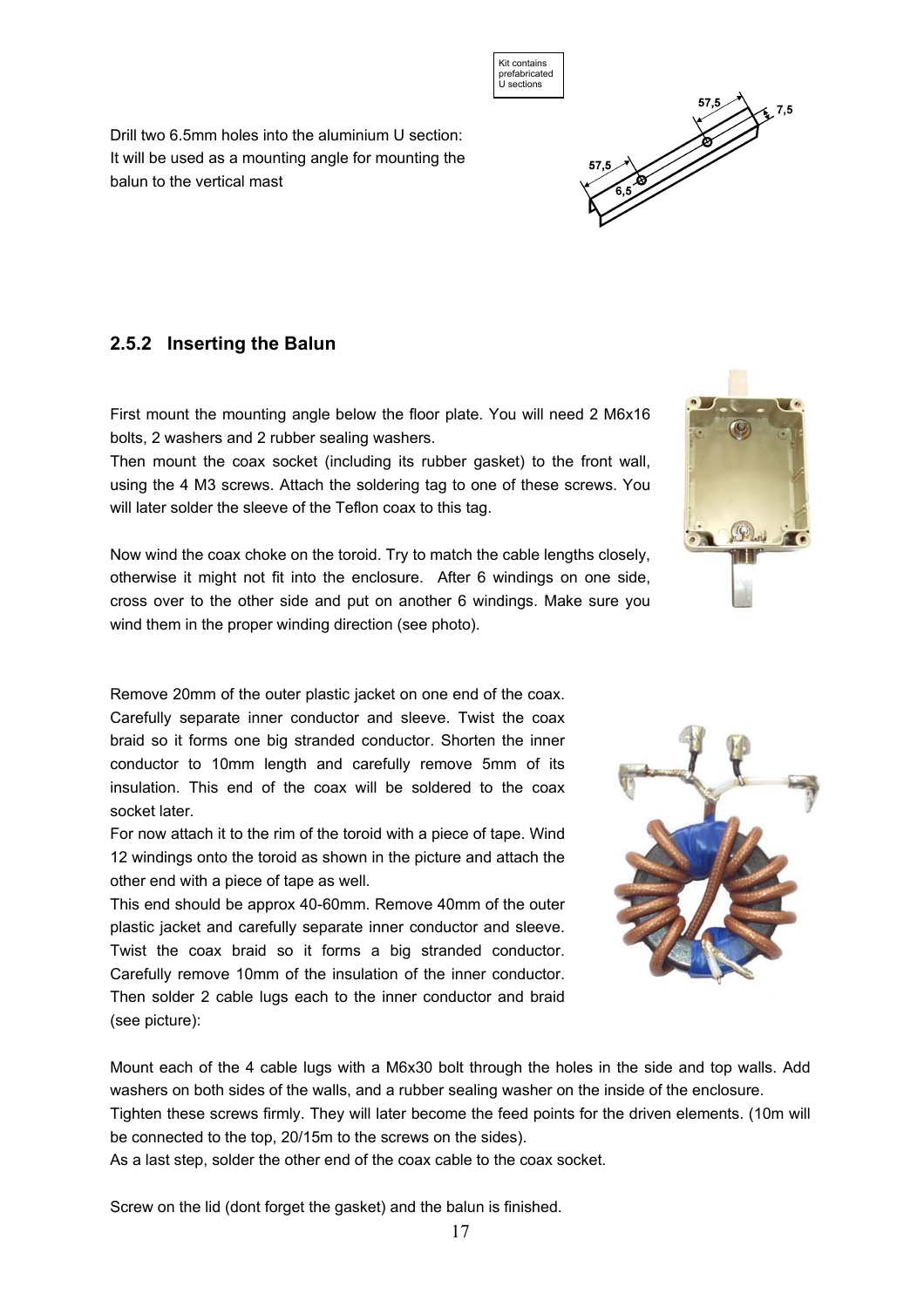Kit contains prefabricated U sections

Drill two 6.5mm holes into the aluminium U section: It will be used as a mounting angle for mounting the balun to the vertical mast

## 2.5.2 Inserting the Balun

First mount the mounting angle below the floor plate. You will need 2 M6x16 bolts, 2 washers and 2 rubber sealing washers.
Then mount the coax socket (including its rubber gasket) to the front wall, using the 4 M3 screws. Attach the soldering tag to one of these screws. You will later solder the sleeve of the Teflon coax to this tag.

Now wind the coax choke on the toroid. Try to match the cable lengths closely, otherwise it might not fit into the enclosure. After 6 windings on one side, cross over to the other side and put on another 6 windings. Make sure you wind them in the proper winding direction (see photo).

Remove 20mm of the outer plastic jacket on one end of the coax. Carefully separate inner conductor and sleeve. Twist the coax braid so it forms one big stranded conductor. Shorten the inner conductor to 10mm length and carefully remove 5mm of its insulation. This end of the coax will be soldered to the coax socket later.
For now attach it to the rim of the toroid with a piece of tape. Wind 12 windings onto the toroid as shown in the picture and attach the other end with a piece of tape as well.
This end should be approx 40-60mm. Remove 40mm of the outer plastic jacket and carefully separate inner conductor and sleeve. Twist the coax braid so it forms a big stranded conductor. Carefully remove 10mm of the insulation of the inner conductor. Then solder 2 cable lugs each to the inner conductor and braid (see picture):

Mount each of the 4 cable lugs with a M6x30 bolt through the holes in the side and top walls. Add washers on both sides of the walls, and a rubber sealing washer on the inside of the enclosure.
Tighten these screws firmly. They will later become the feed points for the driven elements. (10m will be connected to the top, 20/15m to the screws on the sides).
As a last step, solder the other end of the coax cable to the coax socket.

Screw on the lid (dont forget the gasket) and the balun is finished.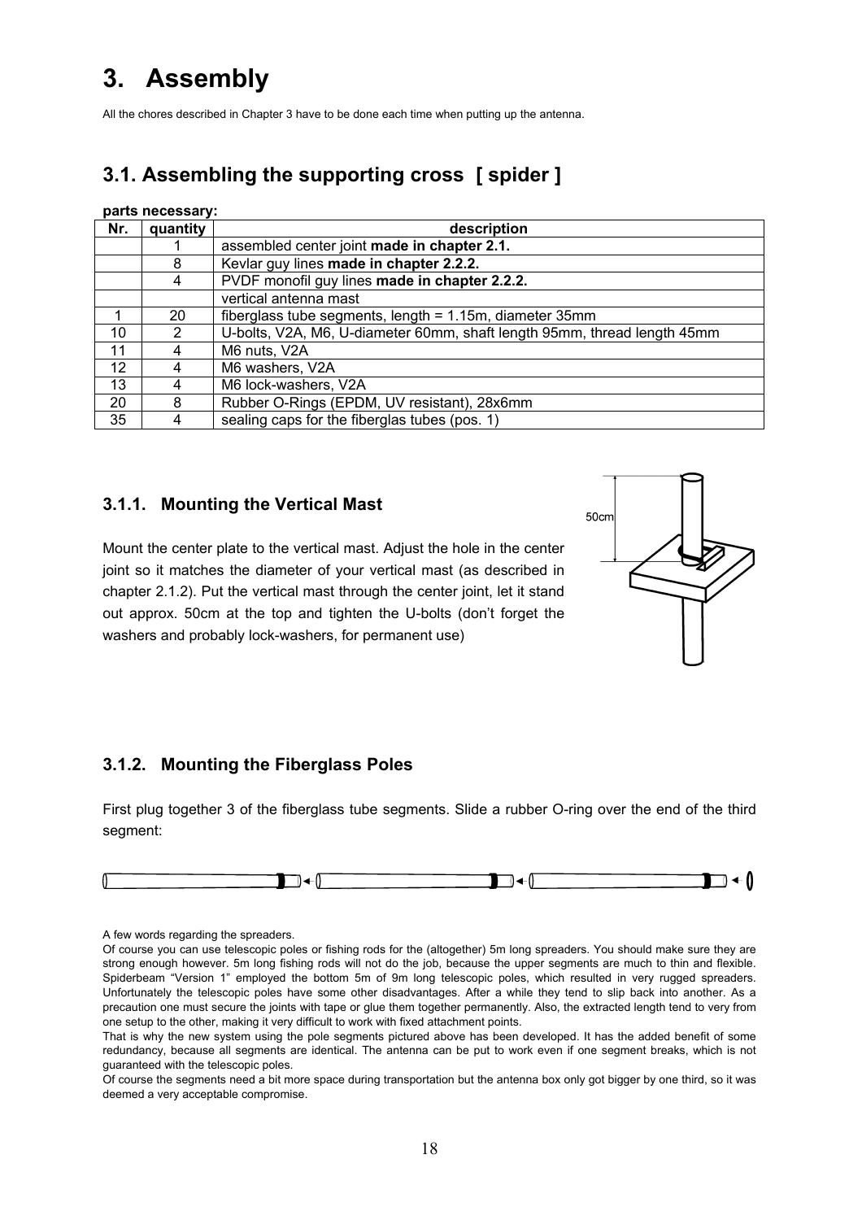# 3. Assembly

All the chores described in Chapter 3 have to be done each time when putting up the antenna.

## 3.1. Assembling the supporting cross [ spider ]

**parts necessary:**

| Nr. | quantity | description |
|---|---|---|
| | 1 | assembled center joint **made in chapter 2.1.** |
| | 8 | Kevlar guy lines **made in chapter 2.2.2.** |
| | 4 | PVDF monofil guy lines **made in chapter 2.2.2.** |
| | | vertical antenna mast |
| 1 | 20 | fiberglass tube segments, length = 1.15m, diameter 35mm |
| 10 | 2 | U-bolts, V2A, M6, U-diameter 60mm, shaft length 95mm, thread length 45mm |
| 11 | 4 | M6 nuts, V2A |
| 12 | 4 | M6 washers, V2A |
| 13 | 4 | M6 lock-washers, V2A |
| 20 | 8 | Rubber O-Rings (EPDM, UV resistant), 28x6mm |
| 35 | 4 | sealing caps for the fiberglas tubes (pos. 1) |

### 3.1.1. Mounting the Vertical Mast

Mount the center plate to the vertical mast. Adjust the hole in the center joint so it matches the diameter of your vertical mast (as described in chapter 2.1.2). Put the vertical mast through the center joint, let it stand out approx. 50cm at the top and tighten the U-bolts (don't forget the washers and probably lock-washers, for permanent use)

### 3.1.2. Mounting the Fiberglass Poles

First plug together 3 of the fiberglass tube segments. Slide a rubber O-ring over the end of the third segment:

A few words regarding the spreaders.

Of course you can use telescopic poles or fishing rods for the (altogether) 5m long spreaders. You should make sure they are strong enough however. 5m long fishing rods will not do the job, because the upper segments are much to thin and flexible. Spiderbeam "Version 1" employed the bottom 5m of 9m long telescopic poles, which resulted in very rugged spreaders. Unfortunately the telescopic poles have some other disadvantages. After a while they tend to slip back into another. As a precaution one must secure the joints with tape or glue them together permanently. Also, the extracted length tend to very from one setup to the other, making it very difficult to work with fixed attachment points.

That is why the new system using the pole segments pictured above has been developed. It has the added benefit of some redundancy, because all segments are identical. The antenna can be put to work even if one segment breaks, which is not guaranteed with the telescopic poles.

Of course the segments need a bit more space during transportation but the antenna box only got bigger by one third, so it was deemed a very acceptable compromise.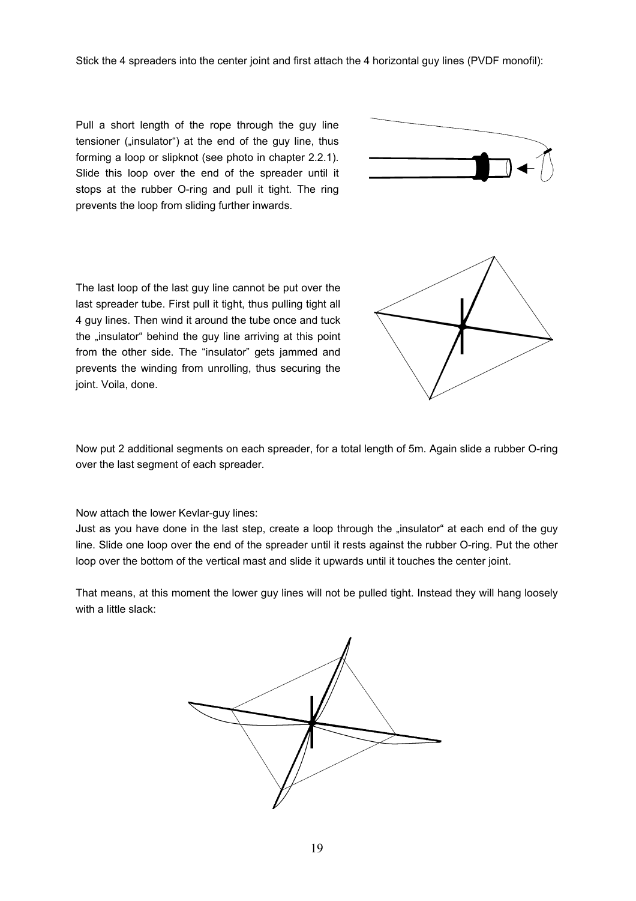Stick the 4 spreaders into the center joint and first attach the 4 horizontal guy lines (PVDF monofil):

Pull a short length of the rope through the guy line tensioner („insulator") at the end of the guy line, thus forming a loop or slipknot (see photo in chapter 2.2.1). Slide this loop over the end of the spreader until it stops at the rubber O-ring and pull it tight. The ring prevents the loop from sliding further inwards.

The last loop of the last guy line cannot be put over the last spreader tube. First pull it tight, thus pulling tight all 4 guy lines. Then wind it around the tube once and tuck the „insulator" behind the guy line arriving at this point from the other side. The "insulator" gets jammed and prevents the winding from unrolling, thus securing the joint. Voila, done.

Now put 2 additional segments on each spreader, for a total length of 5m. Again slide a rubber O-ring over the last segment of each spreader.

Now attach the lower Kevlar-guy lines:

Just as you have done in the last step, create a loop through the „insulator" at each end of the guy line. Slide one loop over the end of the spreader until it rests against the rubber O-ring. Put the other loop over the bottom of the vertical mast and slide it upwards until it touches the center joint.

That means, at this moment the lower guy lines will not be pulled tight. Instead they will hang loosely with a little slack: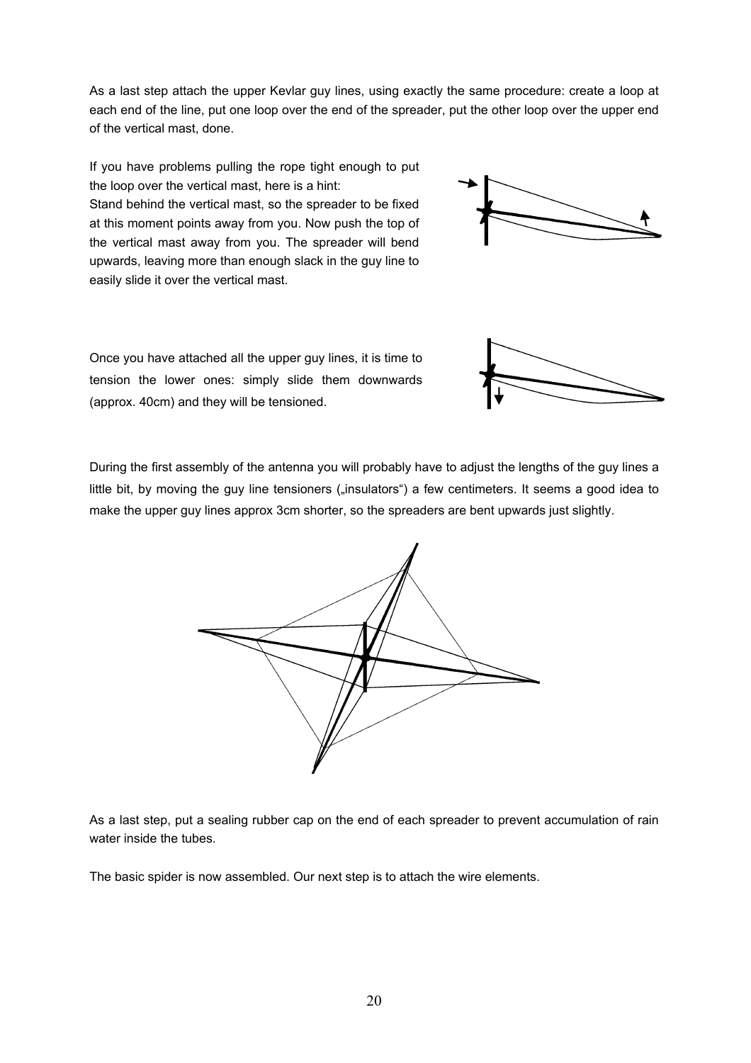As a last step attach the upper Kevlar guy lines, using exactly the same procedure: create a loop at each end of the line, put one loop over the end of the spreader, put the other loop over the upper end of the vertical mast, done.

If you have problems pulling the rope tight enough to put the loop over the vertical mast, here is a hint:
Stand behind the vertical mast, so the spreader to be fixed at this moment points away from you. Now push the top of the vertical mast away from you. The spreader will bend upwards, leaving more than enough slack in the guy line to easily slide it over the vertical mast.

Once you have attached all the upper guy lines, it is time to tension the lower ones: simply slide them downwards (approx. 40cm) and they will be tensioned.

During the first assembly of the antenna you will probably have to adjust the lengths of the guy lines a little bit, by moving the guy line tensioners („insulators") a few centimeters. It seems a good idea to make the upper guy lines approx 3cm shorter, so the spreaders are bent upwards just slightly.

As a last step, put a sealing rubber cap on the end of each spreader to prevent accumulation of rain water inside the tubes.

The basic spider is now assembled. Our next step is to attach the wire elements.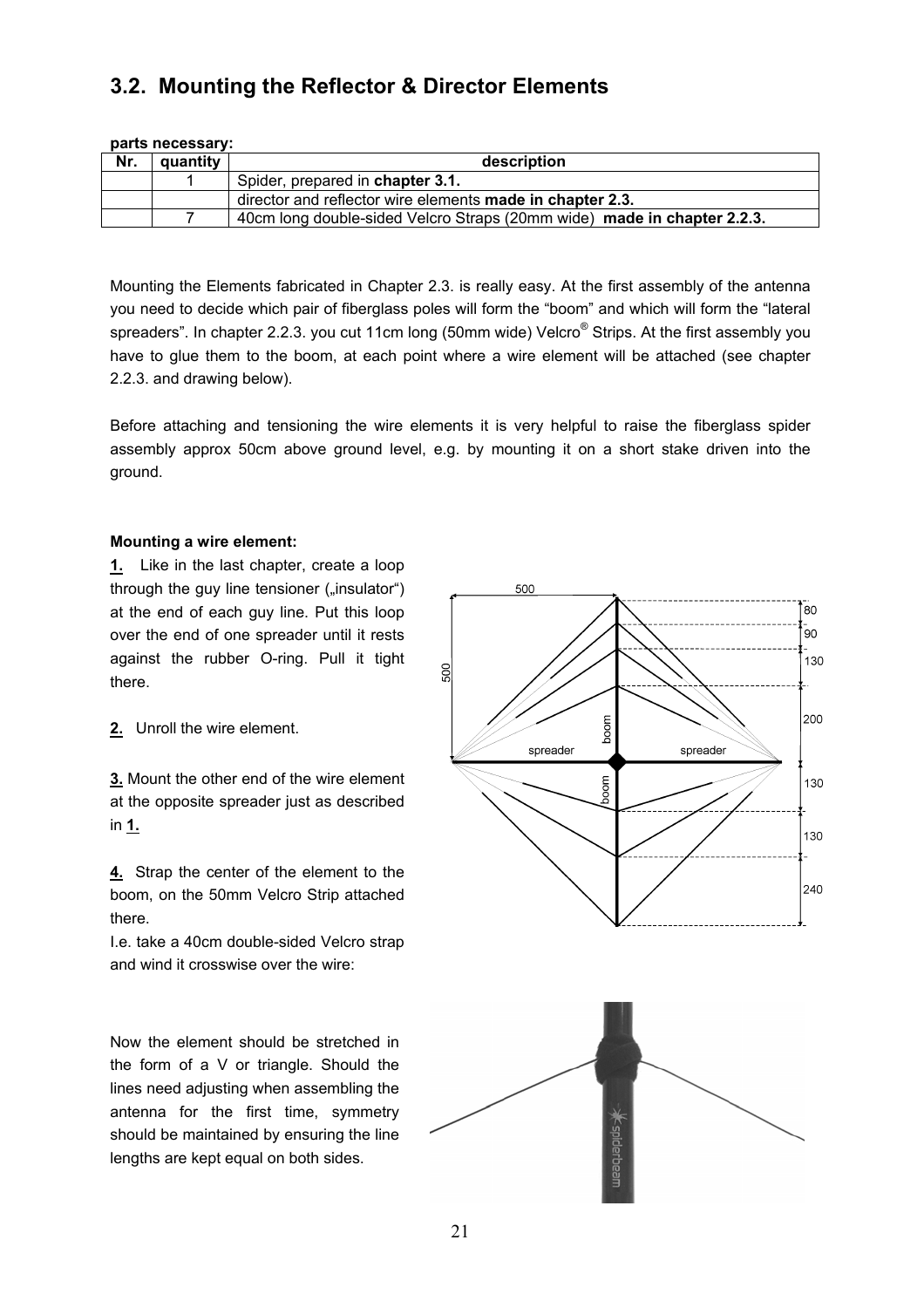## 3.2. Mounting the Reflector & Director Elements

**parts necessary:**

| Nr. | quantity | description |
|---|---|---|
| | 1 | Spider, prepared in **chapter 3.1.** |
| | | director and reflector wire elements **made in chapter 2.3.** |
| | 7 | 40cm long double-sided Velcro Straps (20mm wide) **made in chapter 2.2.3.** |

Mounting the Elements fabricated in Chapter 2.3. is really easy. At the first assembly of the antenna you need to decide which pair of fiberglass poles will form the "boom" and which will form the "lateral spreaders". In chapter 2.2.3. you cut 11cm long (50mm wide) Velcro® Strips. At the first assembly you have to glue them to the boom, at each point where a wire element will be attached (see chapter 2.2.3. and drawing below).

Before attaching and tensioning the wire elements it is very helpful to raise the fiberglass spider assembly approx 50cm above ground level, e.g. by mounting it on a short stake driven into the ground.

**Mounting a wire element:**

**1.** Like in the last chapter, create a loop through the guy line tensioner („insulator") at the end of each guy line. Put this loop over the end of one spreader until it rests against the rubber O-ring. Pull it tight there.

**2.** Unroll the wire element.

**3.** Mount the other end of the wire element at the opposite spreader just as described in **1.**

**4.** Strap the center of the element to the boom, on the 50mm Velcro Strip attached there.

I.e. take a 40cm double-sided Velcro strap and wind it crosswise over the wire:

Now the element should be stretched in the form of a V or triangle. Should the lines need adjusting when assembling the antenna for the first time, symmetry should be maintained by ensuring the line lengths are kept equal on both sides.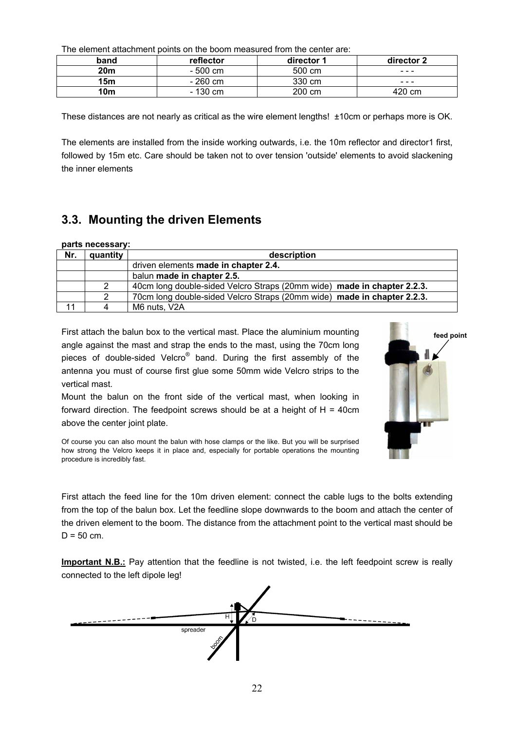The element attachment points on the boom measured from the center are:

| band | reflector | director 1 | director 2 |
|---|---|---|---|
| 20m | - 500 cm | 500 cm | - - - |
| 15m | - 260 cm | 330 cm | - - - |
| 10m | - 130 cm | 200 cm | 420 cm |

These distances are not nearly as critical as the wire element lengths!  ±10cm or perhaps more is OK.

The elements are installed from the inside working outwards, i.e. the 10m reflector and director1 first, followed by 15m etc. Care should be taken not to over tension 'outside' elements to avoid slackening the inner elements

## 3.3. Mounting the driven Elements

**parts necessary:**

| Nr. | quantity | description |
|---|---|---|
| | | driven elements **made in chapter 2.4.** |
| | | balun **made in chapter 2.5.** |
| | 2 | 40cm long double-sided Velcro Straps (20mm wide) **made in chapter 2.2.3.** |
| | 2 | 70cm long double-sided Velcro Straps (20mm wide) **made in chapter 2.2.3.** |
| 11 | 4 | M6 nuts, V2A |

First attach the balun box to the vertical mast. Place the aluminium mounting angle against the mast and strap the ends to the mast, using the 70cm long pieces of double-sided Velcro® band. During the first assembly of the antenna you must of course first glue some 50mm wide Velcro strips to the vertical mast.

Mount the balun on the front side of the vertical mast, when looking in forward direction. The feedpoint screws should be at a height of H = 40cm above the center joint plate.

Of course you can also mount the balun with hose clamps or the like. But you will be surprised how strong the Velcro keeps it in place and, especially for portable operations the mounting procedure is incredibly fast.

feed point

First attach the feed line for the 10m driven element: connect the cable lugs to the bolts extending from the top of the balun box. Let the feedline slope downwards to the boom and attach the center of the driven element to the boom. The distance from the attachment point to the vertical mast should be D = 50 cm.

**Important N.B.:** Pay attention that the feedline is not twisted, i.e. the left feedpoint screw is really connected to the left dipole leg!

H D spreader boom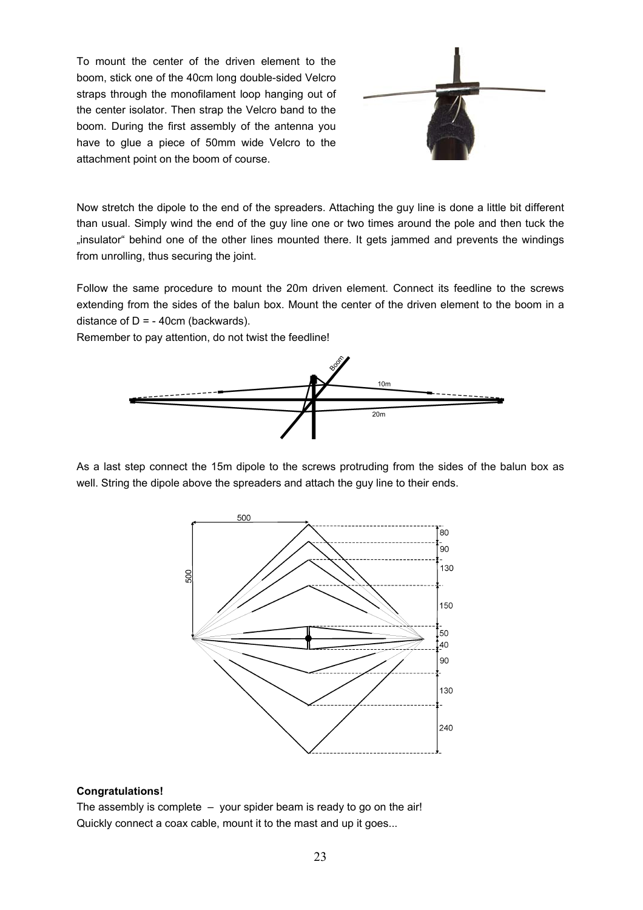To mount the center of the driven element to the boom, stick one of the 40cm long double-sided Velcro straps through the monofilament loop hanging out of the center isolator. Then strap the Velcro band to the boom. During the first assembly of the antenna you have to glue a piece of 50mm wide Velcro to the attachment point on the boom of course.

Now stretch the dipole to the end of the spreaders. Attaching the guy line is done a little bit different than usual. Simply wind the end of the guy line one or two times around the pole and then tuck the „insulator" behind one of the other lines mounted there. It gets jammed and prevents the windings from unrolling, thus securing the joint.

Follow the same procedure to mount the 20m driven element. Connect its feedline to the screws extending from the sides of the balun box. Mount the center of the driven element to the boom in a distance of D = - 40cm (backwards).

Remember to pay attention, do not twist the feedline!

As a last step connect the 15m dipole to the screws protruding from the sides of the balun box as well. String the dipole above the spreaders and attach the guy line to their ends.

**Congratulations!**

The assembly is complete – your spider beam is ready to go on the air!

Quickly connect a coax cable, mount it to the mast and up it goes...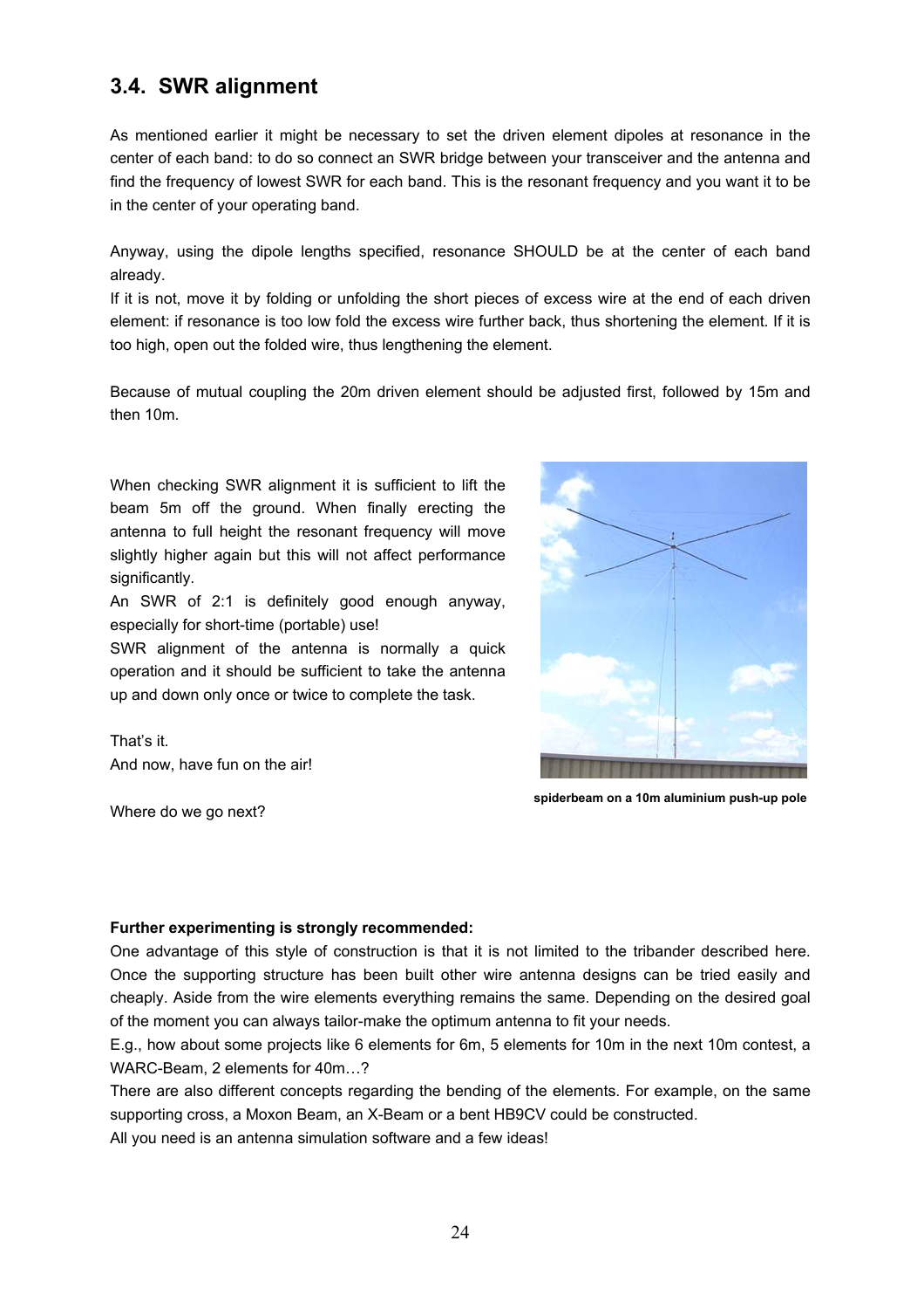## 3.4. SWR alignment

As mentioned earlier it might be necessary to set the driven element dipoles at resonance in the center of each band: to do so connect an SWR bridge between your transceiver and the antenna and find the frequency of lowest SWR for each band. This is the resonant frequency and you want it to be in the center of your operating band.

Anyway, using the dipole lengths specified, resonance SHOULD be at the center of each band already.

If it is not, move it by folding or unfolding the short pieces of excess wire at the end of each driven element: if resonance is too low fold the excess wire further back, thus shortening the element. If it is too high, open out the folded wire, thus lengthening the element.

Because of mutual coupling the 20m driven element should be adjusted first, followed by 15m and then 10m.

When checking SWR alignment it is sufficient to lift the beam 5m off the ground. When finally erecting the antenna to full height the resonant frequency will move slightly higher again but this will not affect performance significantly.

An SWR of 2:1 is definitely good enough anyway, especially for short-time (portable) use!

SWR alignment of the antenna is normally a quick operation and it should be sufficient to take the antenna up and down only once or twice to complete the task.

That's it.
And now, have fun on the air!

spiderbeam on a 10m aluminium push-up pole

Where do we go next?

**Further experimenting is strongly recommended:**

One advantage of this style of construction is that it is not limited to the tribander described here. Once the supporting structure has been built other wire antenna designs can be tried easily and cheaply. Aside from the wire elements everything remains the same. Depending on the desired goal of the moment you can always tailor-make the optimum antenna to fit your needs.

E.g., how about some projects like 6 elements for 6m, 5 elements for 10m in the next 10m contest, a WARC-Beam, 2 elements for 40m…?

There are also different concepts regarding the bending of the elements. For example, on the same supporting cross, a Moxon Beam, an X-Beam or a bent HB9CV could be constructed.

All you need is an antenna simulation software and a few ideas!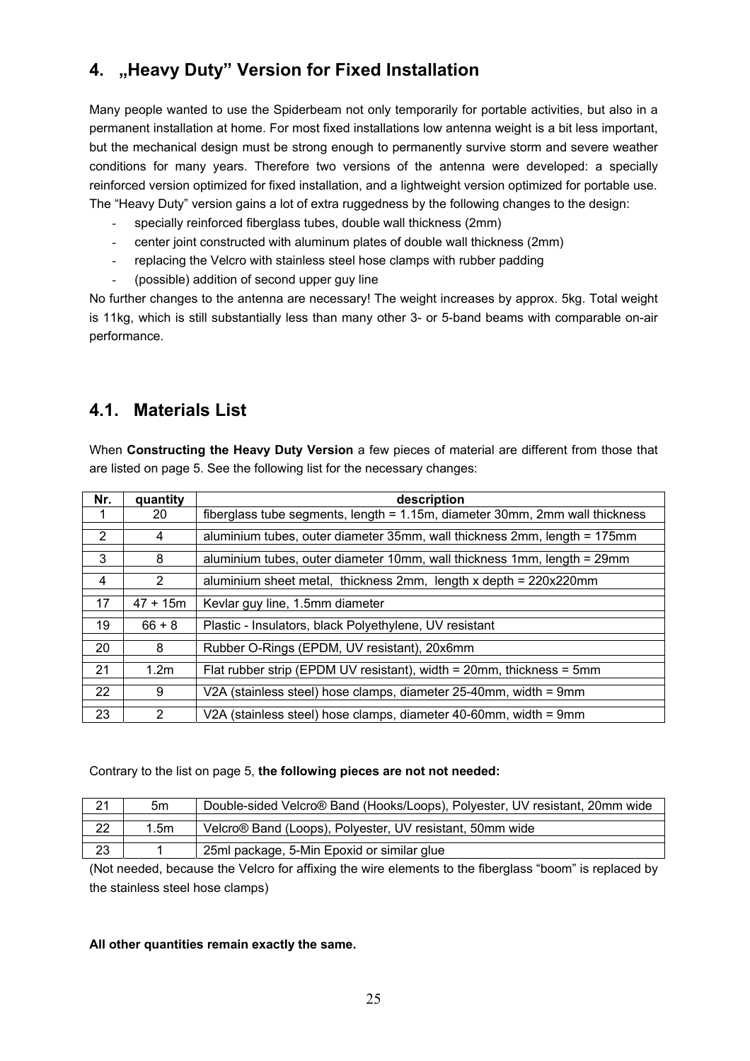## 4. „Heavy Duty” Version for Fixed Installation

Many people wanted to use the Spiderbeam not only temporarily for portable activities, but also in a permanent installation at home. For most fixed installations low antenna weight is a bit less important, but the mechanical design must be strong enough to permanently survive storm and severe weather conditions for many years. Therefore two versions of the antenna were developed: a specially reinforced version optimized for fixed installation, and a lightweight version optimized for portable use. The “Heavy Duty” version gains a lot of extra ruggedness by the following changes to the design:

- specially reinforced fiberglass tubes, double wall thickness (2mm)
- center joint constructed with aluminum plates of double wall thickness (2mm)
- replacing the Velcro with stainless steel hose clamps with rubber padding
- (possible) addition of second upper guy line

No further changes to the antenna are necessary! The weight increases by approx. 5kg. Total weight is 11kg, which is still substantially less than many other 3- or 5-band beams with comparable on-air performance.

### 4.1. Materials List

When **Constructing the Heavy Duty Version** a few pieces of material are different from those that are listed on page 5. See the following list for the necessary changes:

| Nr. | quantity | description |
|---|---|---|
| 1 | 20 | fiberglass tube segments, length = 1.15m, diameter 30mm, 2mm wall thickness |
| 2 | 4 | aluminium tubes, outer diameter 35mm, wall thickness 2mm, length = 175mm |
| 3 | 8 | aluminium tubes, outer diameter 10mm, wall thickness 1mm, length = 29mm |
| 4 | 2 | aluminium sheet metal, thickness 2mm, length x depth = 220x220mm |
| 17 | 47 + 15m | Kevlar guy line, 1.5mm diameter |
| 19 | 66 + 8 | Plastic - Insulators, black Polyethylene, UV resistant |
| 20 | 8 | Rubber O-Rings (EPDM, UV resistant), 20x6mm |
| 21 | 1.2m | Flat rubber strip (EPDM UV resistant), width = 20mm, thickness = 5mm |
| 22 | 9 | V2A (stainless steel) hose clamps, diameter 25-40mm, width = 9mm |
| 23 | 2 | V2A (stainless steel) hose clamps, diameter 40-60mm, width = 9mm |

Contrary to the list on page 5, **the following pieces are not not needed:**

| | | |
|---|---|---|
| 21 | 5m | Double-sided Velcro® Band (Hooks/Loops), Polyester, UV resistant, 20mm wide |
| 22 | 1.5m | Velcro® Band (Loops), Polyester, UV resistant, 50mm wide |
| 23 | 1 | 25ml package, 5-Min Epoxid or similar glue |

(Not needed, because the Velcro for affixing the wire elements to the fiberglass “boom” is replaced by the stainless steel hose clamps)

**All other quantities remain exactly the same.**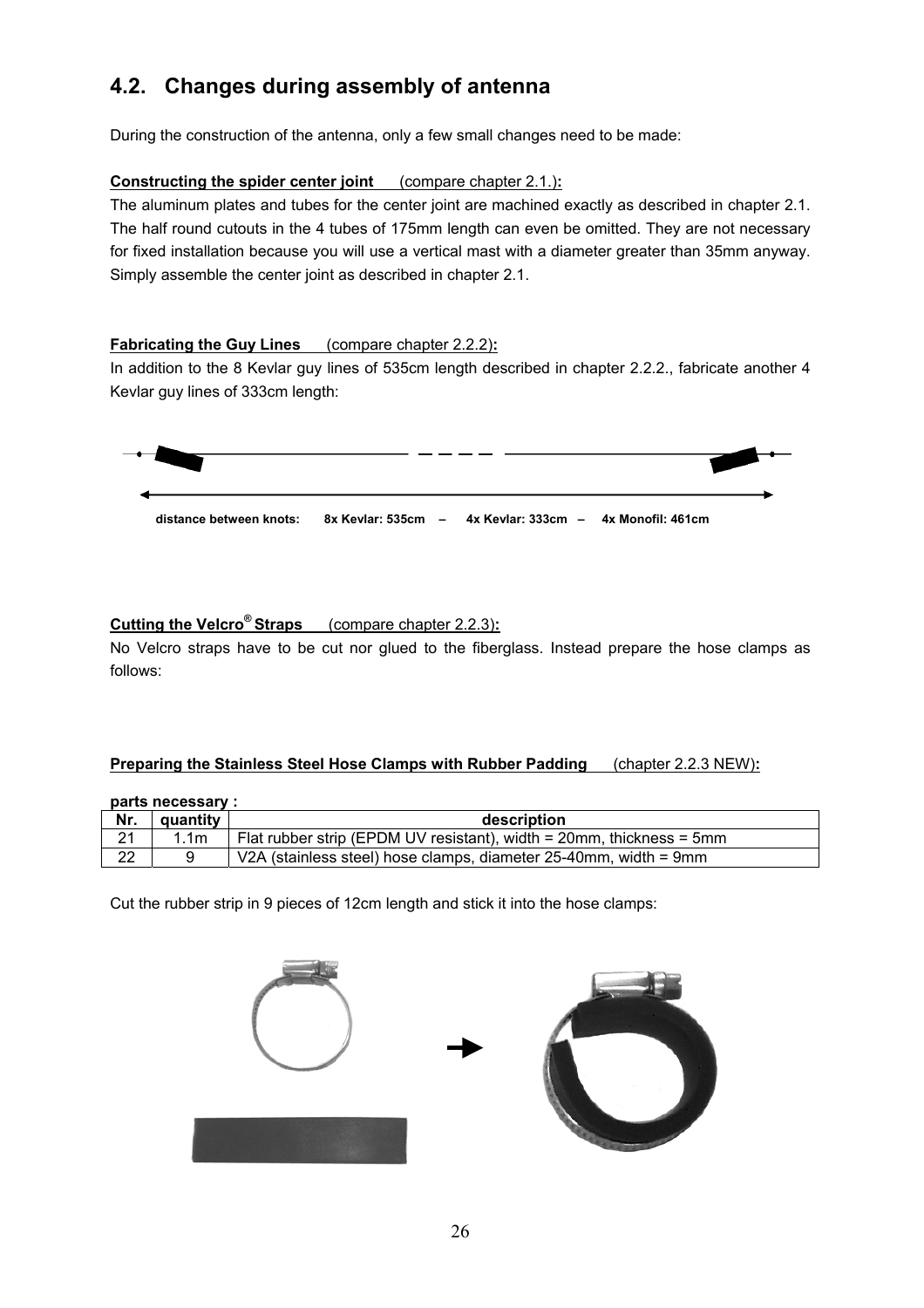## 4.2. Changes during assembly of antenna

During the construction of the antenna, only a few small changes need to be made:

**Constructing the spider center joint** (compare chapter 2.1.)**:**

The aluminum plates and tubes for the center joint are machined exactly as described in chapter 2.1. The half round cutouts in the 4 tubes of 175mm length can even be omitted. They are not necessary for fixed installation because you will use a vertical mast with a diameter greater than 35mm anyway. Simply assemble the center joint as described in chapter 2.1.

**Fabricating the Guy Lines** (compare chapter 2.2.2)**:**

In addition to the 8 Kevlar guy lines of 535cm length described in chapter 2.2.2., fabricate another 4 Kevlar guy lines of 333cm length:

**distance between knots: 8x Kevlar: 535cm – 4x Kevlar: 333cm – 4x Monofil: 461cm**

**Cutting the Velcro® Straps** (compare chapter 2.2.3)**:**

No Velcro straps have to be cut nor glued to the fiberglass. Instead prepare the hose clamps as follows:

**Preparing the Stainless Steel Hose Clamps with Rubber Padding** (chapter 2.2.3 NEW)**:**

**parts necessary :**

| Nr. | quantity | description |
|---|---|---|
| 21 | 1.1m | Flat rubber strip (EPDM UV resistant), width = 20mm, thickness = 5mm |
| 22 | 9 | V2A (stainless steel) hose clamps, diameter 25-40mm, width = 9mm |

Cut the rubber strip in 9 pieces of 12cm length and stick it into the hose clamps: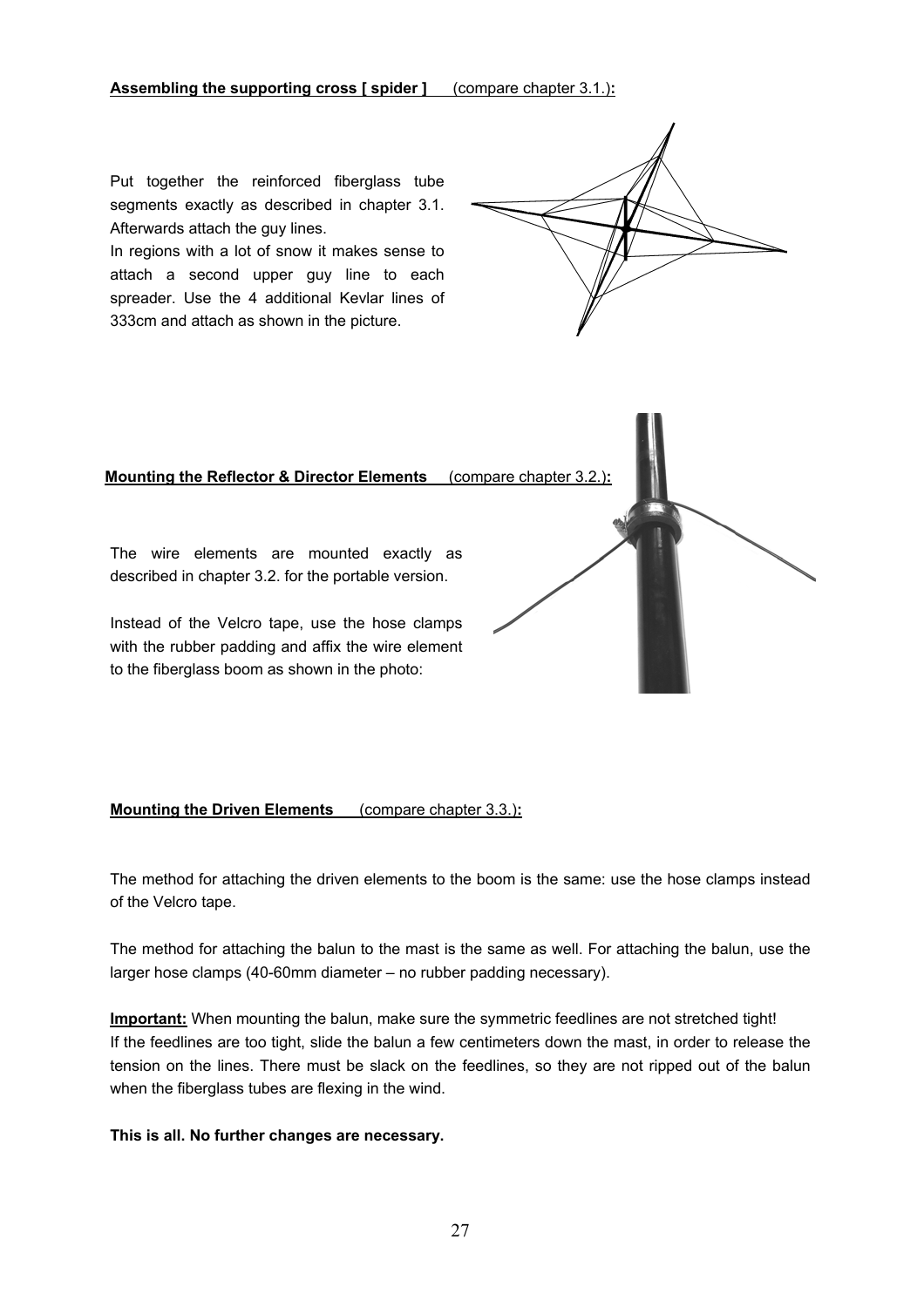**Assembling the supporting cross [ spider ]** (compare chapter 3.1.)**:**

Put together the reinforced fiberglass tube segments exactly as described in chapter 3.1. Afterwards attach the guy lines.

In regions with a lot of snow it makes sense to attach a second upper guy line to each spreader. Use the 4 additional Kevlar lines of 333cm and attach as shown in the picture.

**Mounting the Reflector & Director Elements** (compare chapter 3.2.)**:**

The wire elements are mounted exactly as described in chapter 3.2. for the portable version.

Instead of the Velcro tape, use the hose clamps with the rubber padding and affix the wire element to the fiberglass boom as shown in the photo:

**Mounting the Driven Elements** (compare chapter 3.3.)**:**

The method for attaching the driven elements to the boom is the same: use the hose clamps instead of the Velcro tape.

The method for attaching the balun to the mast is the same as well. For attaching the balun, use the larger hose clamps (40-60mm diameter – no rubber padding necessary).

**Important:** When mounting the balun, make sure the symmetric feedlines are not stretched tight!
If the feedlines are too tight, slide the balun a few centimeters down the mast, in order to release the tension on the lines. There must be slack on the feedlines, so they are not ripped out of the balun when the fiberglass tubes are flexing in the wind.

**This is all. No further changes are necessary.**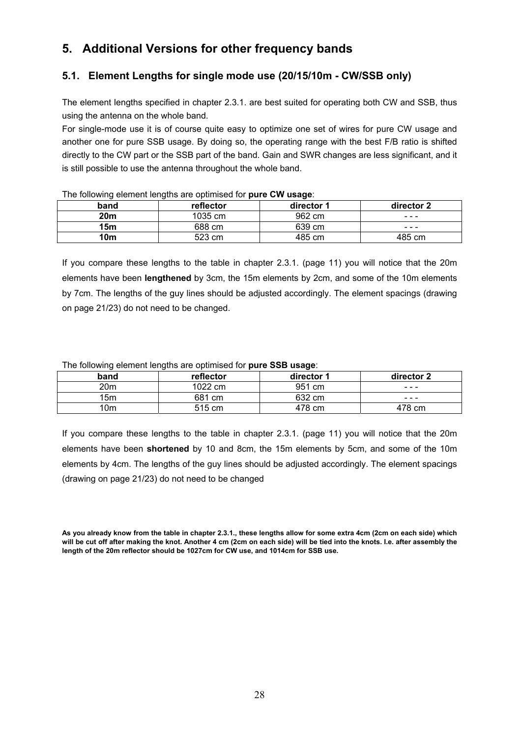# 5. Additional Versions for other frequency bands

## 5.1. Element Lengths for single mode use (20/15/10m - CW/SSB only)

The element lengths specified in chapter 2.3.1. are best suited for operating both CW and SSB, thus using the antenna on the whole band.

For single-mode use it is of course quite easy to optimize one set of wires for pure CW usage and another one for pure SSB usage. By doing so, the operating range with the best F/B ratio is shifted directly to the CW part or the SSB part of the band. Gain and SWR changes are less significant, and it is still possible to use the antenna throughout the whole band.

The following element lengths are optimised for **pure CW usage**:

| band | reflector | director 1 | director 2 |
|---|---|---|---|
| **20m** | 1035 cm | 962 cm | - - - |
| **15m** | 688 cm | 639 cm | - - - |
| **10m** | 523 cm | 485 cm | 485 cm |

If you compare these lengths to the table in chapter 2.3.1. (page 11) you will notice that the 20m elements have been **lengthened** by 3cm, the 15m elements by 2cm, and some of the 10m elements by 7cm. The lengths of the guy lines should be adjusted accordingly. The element spacings (drawing on page 21/23) do not need to be changed.

The following element lengths are optimised for **pure SSB usage**:

| band | reflector | director 1 | director 2 |
|---|---|---|---|
| 20m | 1022 cm | 951 cm | - - - |
| 15m | 681 cm | 632 cm | - - - |
| 10m | 515 cm | 478 cm | 478 cm |

If you compare these lengths to the table in chapter 2.3.1. (page 11) you will notice that the 20m elements have been **shortened** by 10 and 8cm, the 15m elements by 5cm, and some of the 10m elements by 4cm. The lengths of the guy lines should be adjusted accordingly. The element spacings (drawing on page 21/23) do not need to be changed

**As you already know from the table in chapter 2.3.1., these lengths allow for some extra 4cm (2cm on each side) which will be cut off after making the knot. Another 4 cm (2cm on each side) will be tied into the knots. I.e. after assembly the length of the 20m reflector should be 1027cm for CW use, and 1014cm for SSB use.**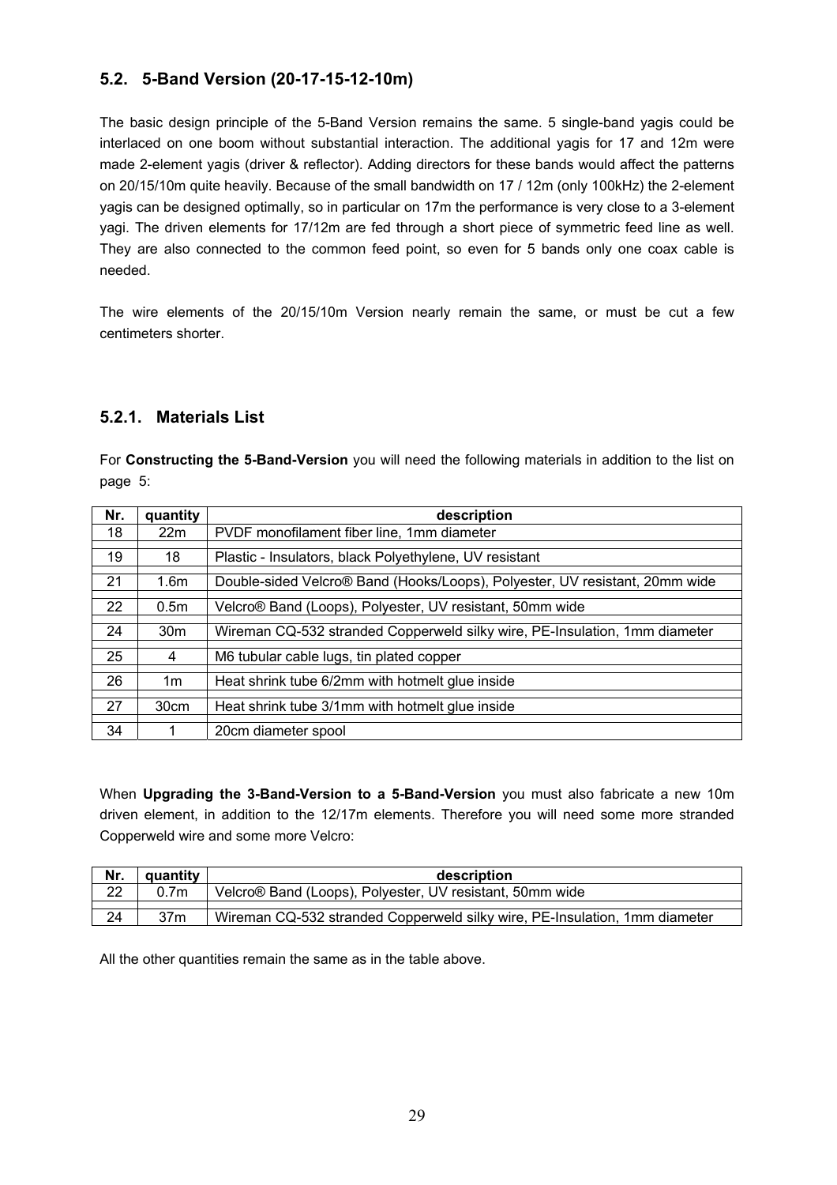## 5.2. 5-Band Version (20-17-15-12-10m)

The basic design principle of the 5-Band Version remains the same. 5 single-band yagis could be interlaced on one boom without substantial interaction. The additional yagis for 17 and 12m were made 2-element yagis (driver & reflector). Adding directors for these bands would affect the patterns on 20/15/10m quite heavily. Because of the small bandwidth on 17 / 12m (only 100kHz) the 2-element yagis can be designed optimally, so in particular on 17m the performance is very close to a 3-element yagi. The driven elements for 17/12m are fed through a short piece of symmetric feed line as well. They are also connected to the common feed point, so even for 5 bands only one coax cable is needed.

The wire elements of the 20/15/10m Version nearly remain the same, or must be cut a few centimeters shorter.

### 5.2.1. Materials List

For **Constructing the 5-Band-Version** you will need the following materials in addition to the list on page 5:

| Nr. | quantity | description |
|---|---|---|
| 18 | 22m | PVDF monofilament fiber line, 1mm diameter |
| 19 | 18 | Plastic - Insulators, black Polyethylene, UV resistant |
| 21 | 1.6m | Double-sided Velcro® Band (Hooks/Loops), Polyester, UV resistant, 20mm wide |
| 22 | 0.5m | Velcro® Band (Loops), Polyester, UV resistant, 50mm wide |
| 24 | 30m | Wireman CQ-532 stranded Copperweld silky wire, PE-Insulation, 1mm diameter |
| 25 | 4 | M6 tubular cable lugs, tin plated copper |
| 26 | 1m | Heat shrink tube 6/2mm with hotmelt glue inside |
| 27 | 30cm | Heat shrink tube 3/1mm with hotmelt glue inside |
| 34 | 1 | 20cm diameter spool |

When **Upgrading the 3-Band-Version to a 5-Band-Version** you must also fabricate a new 10m driven element, in addition to the 12/17m elements. Therefore you will need some more stranded Copperweld wire and some more Velcro:

| Nr. | quantity | description |
|---|---|---|
| 22 | 0.7m | Velcro® Band (Loops), Polyester, UV resistant, 50mm wide |
| 24 | 37m | Wireman CQ-532 stranded Copperweld silky wire, PE-Insulation, 1mm diameter |

All the other quantities remain the same as in the table above.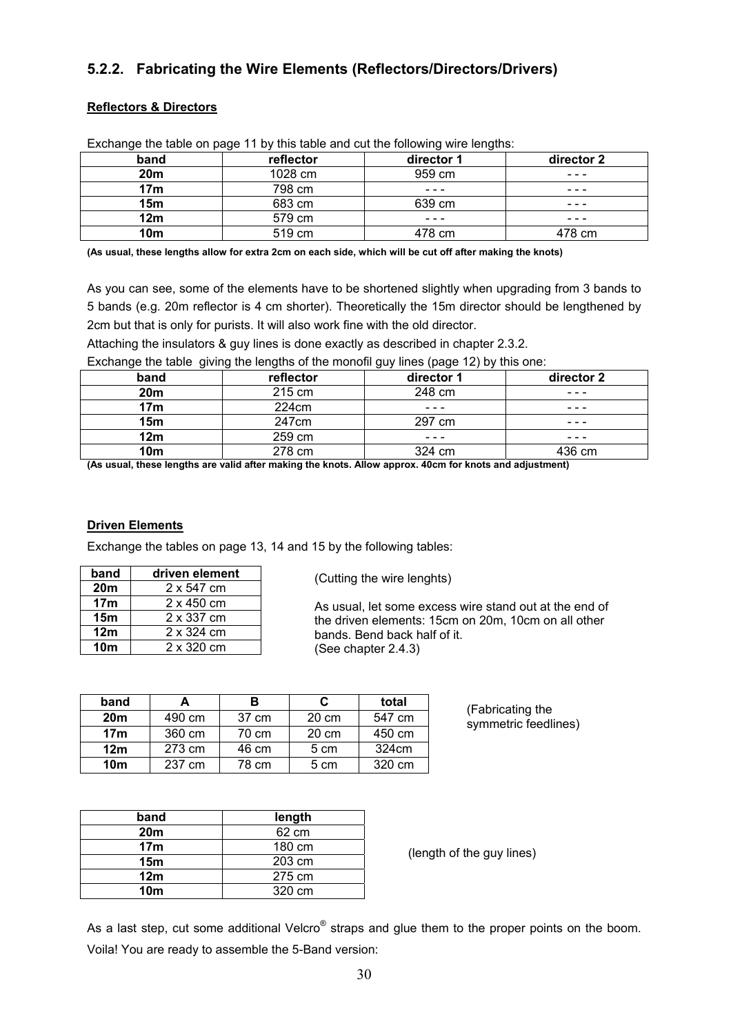## 5.2.2. Fabricating the Wire Elements (Reflectors/Directors/Drivers)

**Reflectors & Directors**

Exchange the table on page 11 by this table and cut the following wire lengths:

| band | reflector | director 1 | director 2 |
|---|---|---|---|
| **20m** | 1028 cm | 959 cm | - - - |
| **17m** | 798 cm | - - - | - - - |
| **15m** | 683 cm | 639 cm | - - - |
| **12m** | 579 cm | - - - | - - - |
| **10m** | 519 cm | 478 cm | 478 cm |

**(As usual, these lengths allow for extra 2cm on each side, which will be cut off after making the knots)**

As you can see, some of the elements have to be shortened slightly when upgrading from 3 bands to 5 bands (e.g. 20m reflector is 4 cm shorter). Theoretically the 15m director should be lengthened by 2cm but that is only for purists. It will also work fine with the old director.

Attaching the insulators & guy lines is done exactly as described in chapter 2.3.2.

Exchange the table giving the lengths of the monofil guy lines (page 12) by this one:

| band | reflector | director 1 | director 2 |
|---|---|---|---|
| **20m** | 215 cm | 248 cm | - - - |
| **17m** | 224cm | - - - | - - - |
| **15m** | 247cm | 297 cm | - - - |
| **12m** | 259 cm | - - - | - - - |
| **10m** | 278 cm | 324 cm | 436 cm |

**(As usual, these lengths are valid after making the knots. Allow approx. 40cm for knots and adjustment)**

**Driven Elements**

Exchange the tables on page 13, 14 and 15 by the following tables:

| band | driven element |
|---|---|
| **20m** | 2 x 547 cm |
| **17m** | 2 x 450 cm |
| **15m** | 2 x 337 cm |
| **12m** | 2 x 324 cm |
| **10m** | 2 x 320 cm |

(Cutting the wire lenghts)

As usual, let some excess wire stand out at the end of the driven elements: 15cm on 20m, 10cm on all other bands. Bend back half of it.
(See chapter 2.4.3)

| band | A | B | C | total |
|---|---|---|---|---|
| **20m** | 490 cm | 37 cm | 20 cm | 547 cm |
| **17m** | 360 cm | 70 cm | 20 cm | 450 cm |
| **12m** | 273 cm | 46 cm | 5 cm | 324cm |
| **10m** | 237 cm | 78 cm | 5 cm | 320 cm |

(Fabricating the symmetric feedlines)

| band | length |
|---|---|
| **20m** | 62 cm |
| **17m** | 180 cm |
| **15m** | 203 cm |
| **12m** | 275 cm |
| **10m** | 320 cm |

(length of the guy lines)

As a last step, cut some additional Velcro® straps and glue them to the proper points on the boom. Voila! You are ready to assemble the 5-Band version: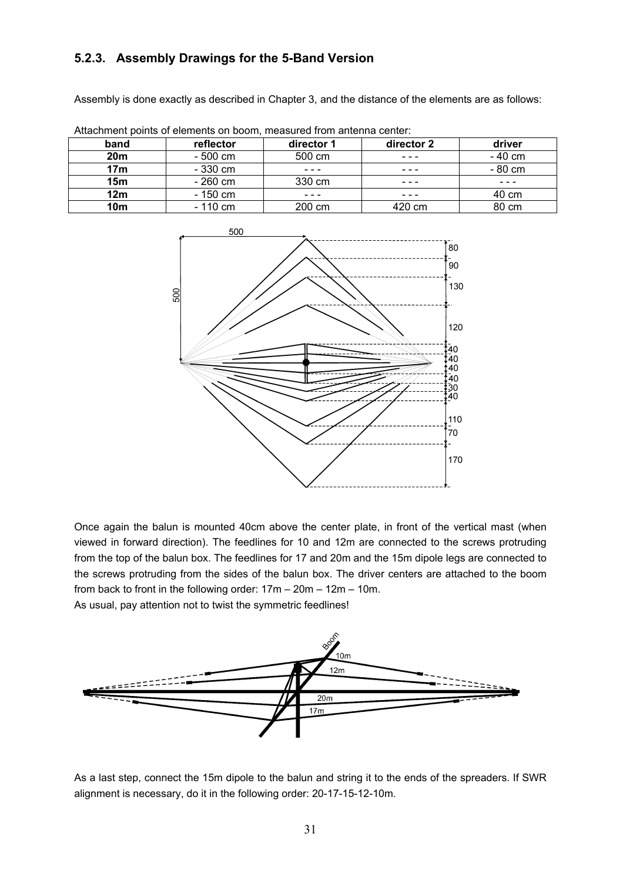### 5.2.3. Assembly Drawings for the 5-Band Version

Assembly is done exactly as described in Chapter 3, and the distance of the elements are as follows:

Attachment points of elements on boom, measured from antenna center:

| band | reflector | director 1 | director 2 | driver |
|---|---|---|---|---|
| **20m** | - 500 cm | 500 cm | - - - | - 40 cm |
| **17m** | - 330 cm | - - - | - - - | - 80 cm |
| **15m** | - 260 cm | 330 cm | - - - | - - - |
| **12m** | - 150 cm | - - - | - - - | 40 cm |
| **10m** | - 110 cm | 200 cm | 420 cm | 80 cm |

Once again the balun is mounted 40cm above the center plate, in front of the vertical mast (when viewed in forward direction). The feedlines for 10 and 12m are connected to the screws protruding from the top of the balun box. The feedlines for 17 and 20m and the 15m dipole legs are connected to the screws protruding from the sides of the balun box. The driver centers are attached to the boom from back to front in the following order: 17m – 20m – 12m – 10m.
As usual, pay attention not to twist the symmetric feedlines!

As a last step, connect the 15m dipole to the balun and string it to the ends of the spreaders. If SWR alignment is necessary, do it in the following order: 20-17-15-12-10m.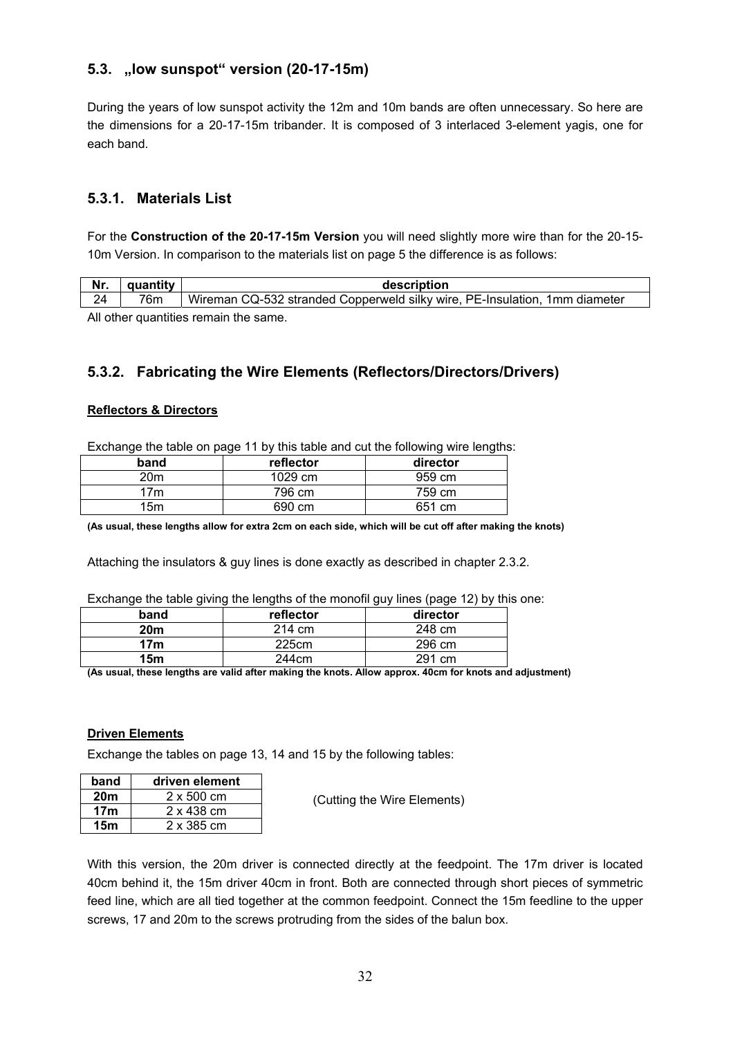## 5.3. „low sunspot" version (20-17-15m)

During the years of low sunspot activity the 12m and 10m bands are often unnecessary. So here are the dimensions for a 20-17-15m tribander. It is composed of 3 interlaced 3-element yagis, one for each band.

### 5.3.1. Materials List

For the **Construction of the 20-17-15m Version** you will need slightly more wire than for the 20-15-10m Version. In comparison to the materials list on page 5 the difference is as follows:

| Nr. | quantity | description |
|---|---|---|
| 24 | 76m | Wireman CQ-532 stranded Copperweld silky wire, PE-Insulation, 1mm diameter |

All other quantities remain the same.

### 5.3.2. Fabricating the Wire Elements (Reflectors/Directors/Drivers)

**Reflectors & Directors**

Exchange the table on page 11 by this table and cut the following wire lengths:

| band | reflector | director |
|---|---|---|
| 20m | 1029 cm | 959 cm |
| 17m | 796 cm | 759 cm |
| 15m | 690 cm | 651 cm |

**(As usual, these lengths allow for extra 2cm on each side, which will be cut off after making the knots)**

Attaching the insulators & guy lines is done exactly as described in chapter 2.3.2.

Exchange the table giving the lengths of the monofil guy lines (page 12) by this one:

| band | reflector | director |
|---|---|---|
| **20m** | 214 cm | 248 cm |
| **17m** | 225cm | 296 cm |
| **15m** | 244cm | 291 cm |

**(As usual, these lengths are valid after making the knots. Allow approx. 40cm for knots and adjustment)**

**Driven Elements**

Exchange the tables on page 13, 14 and 15 by the following tables:

| band | driven element |
|---|---|
| **20m** | 2 x 500 cm |
| **17m** | 2 x 438 cm |
| **15m** | 2 x 385 cm |

(Cutting the Wire Elements)

With this version, the 20m driver is connected directly at the feedpoint. The 17m driver is located 40cm behind it, the 15m driver 40cm in front. Both are connected through short pieces of symmetric feed line, which are all tied together at the common feedpoint. Connect the 15m feedline to the upper screws, 17 and 20m to the screws protruding from the sides of the balun box.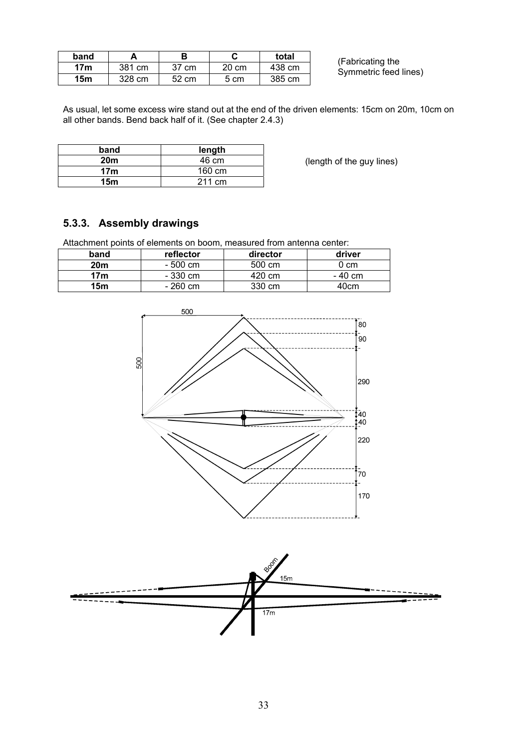| band | A | B | C | total |
|---|---|---|---|---|
| 17m | 381 cm | 37 cm | 20 cm | 438 cm |
| 15m | 328 cm | 52 cm | 5 cm | 385 cm |

(Fabricating the Symmetric feed lines)

As usual, let some excess wire stand out at the end of the driven elements: 15cm on 20m, 10cm on all other bands. Bend back half of it. (See chapter 2.4.3)

| band | length |
|---|---|
| 20m | 46 cm |
| 17m | 160 cm |
| 15m | 211 cm |

(length of the guy lines)

### 5.3.3. Assembly drawings

Attachment points of elements on boom, measured from antenna center:

| band | reflector | director | driver |
|---|---|---|---|
| 20m | - 500 cm | 500 cm | 0 cm |
| 17m | - 330 cm | 420 cm | - 40 cm |
| 15m | - 260 cm | 330 cm | 40cm |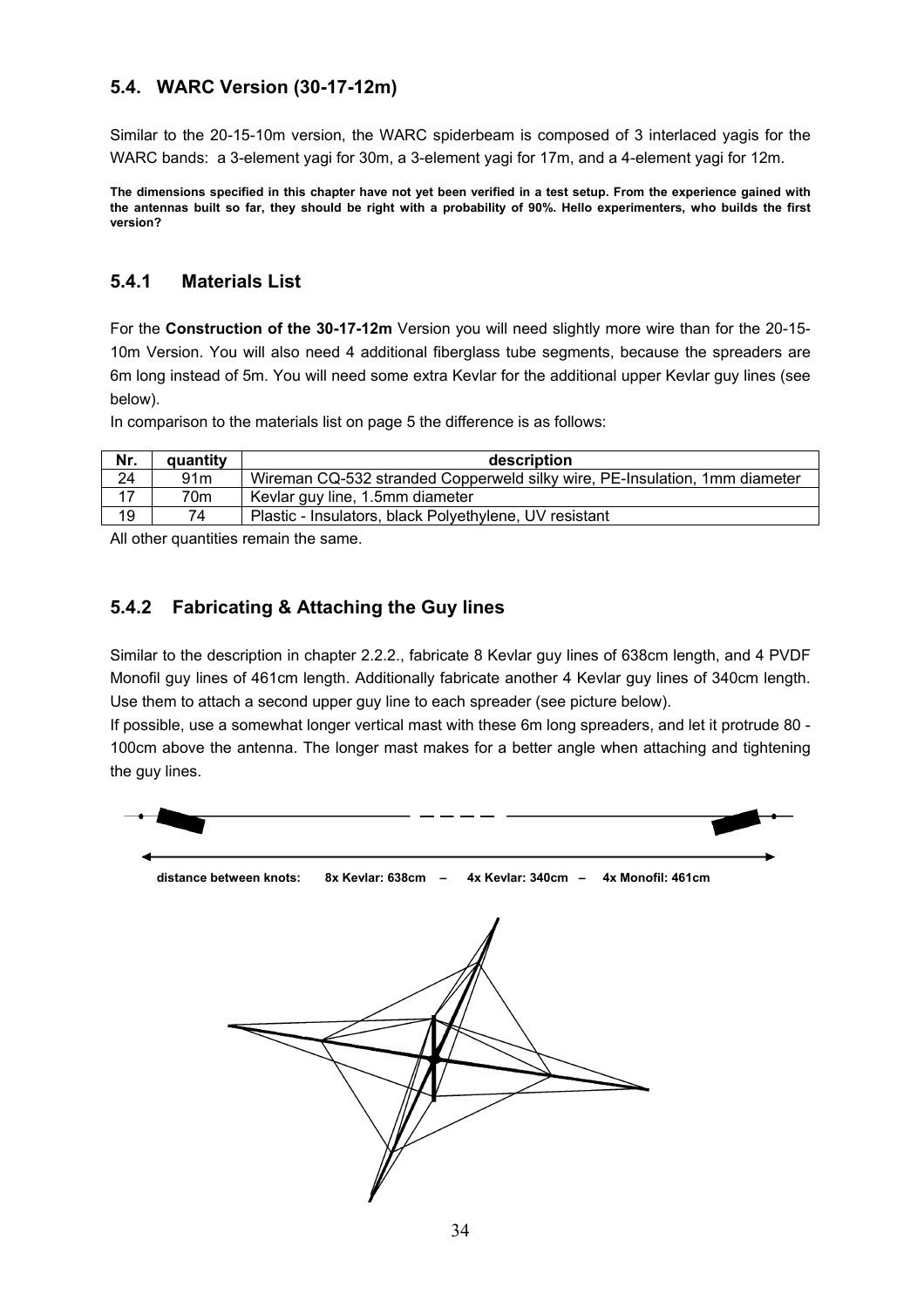## 5.4. WARC Version (30-17-12m)

Similar to the 20-15-10m version, the WARC spiderbeam is composed of 3 interlaced yagis for the WARC bands: a 3-element yagi for 30m, a 3-element yagi for 17m, and a 4-element yagi for 12m.

**The dimensions specified in this chapter have not yet been verified in a test setup. From the experience gained with the antennas built so far, they should be right with a probability of 90%. Hello experimenters, who builds the first version?**

### 5.4.1 Materials List

For the **Construction of the 30-17-12m** Version you will need slightly more wire than for the 20-15-10m Version. You will also need 4 additional fiberglass tube segments, because the spreaders are 6m long instead of 5m. You will need some extra Kevlar for the additional upper Kevlar guy lines (see below).

In comparison to the materials list on page 5 the difference is as follows:

| Nr. | quantity | description |
|---|---|---|
| 24 | 91m | Wireman CQ-532 stranded Copperweld silky wire, PE-Insulation, 1mm diameter |
| 17 | 70m | Kevlar guy line, 1.5mm diameter |
| 19 | 74 | Plastic - Insulators, black Polyethylene, UV resistant |

All other quantities remain the same.

### 5.4.2 Fabricating & Attaching the Guy lines

Similar to the description in chapter 2.2.2., fabricate 8 Kevlar guy lines of 638cm length, and 4 PVDF Monofil guy lines of 461cm length. Additionally fabricate another 4 Kevlar guy lines of 340cm length. Use them to attach a second upper guy line to each spreader (see picture below).

If possible, use a somewhat longer vertical mast with these 6m long spreaders, and let it protrude 80 - 100cm above the antenna. The longer mast makes for a better angle when attaching and tightening the guy lines.

**distance between knots: 8x Kevlar: 638cm – 4x Kevlar: 340cm – 4x Monofil: 461cm**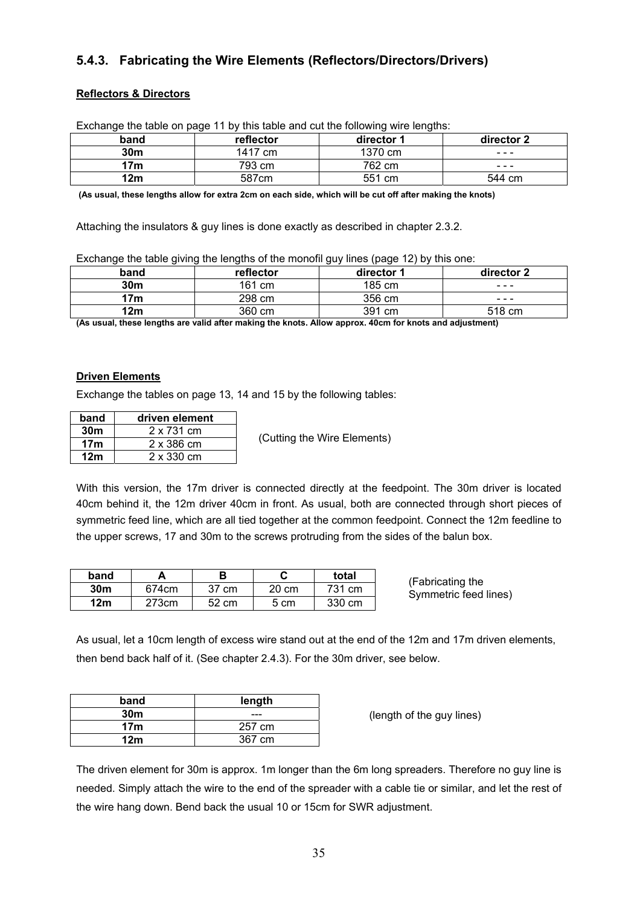### 5.4.3. Fabricating the Wire Elements (Reflectors/Directors/Drivers)

**Reflectors & Directors**

Exchange the table on page 11 by this table and cut the following wire lengths:

| band | reflector | director 1 | director 2 |
|---|---|---|---|
| **30m** | 1417 cm | 1370 cm | - - - |
| **17m** | 793 cm | 762 cm | - - - |
| **12m** | 587cm | 551 cm | 544 cm |

**(As usual, these lengths allow for extra 2cm on each side, which will be cut off after making the knots)**

Attaching the insulators & guy lines is done exactly as described in chapter 2.3.2.

Exchange the table giving the lengths of the monofil guy lines (page 12) by this one:

| band | reflector | director 1 | director 2 |
|---|---|---|---|
| **30m** | 161 cm | 185 cm | - - - |
| **17m** | 298 cm | 356 cm | - - - |
| **12m** | 360 cm | 391 cm | 518 cm |

**(As usual, these lengths are valid after making the knots. Allow approx. 40cm for knots and adjustment)**

**Driven Elements**

Exchange the tables on page 13, 14 and 15 by the following tables:

| band | driven element |
|---|---|
| **30m** | 2 x 731 cm |
| **17m** | 2 x 386 cm |
| **12m** | 2 x 330 cm |

(Cutting the Wire Elements)

With this version, the 17m driver is connected directly at the feedpoint. The 30m driver is located 40cm behind it, the 12m driver 40cm in front. As usual, both are connected through short pieces of symmetric feed line, which are all tied together at the common feedpoint. Connect the 12m feedline to the upper screws, 17 and 30m to the screws protruding from the sides of the balun box.

| band | A | B | C | total |
|---|---|---|---|---|
| **30m** | 674cm | 37 cm | 20 cm | 731 cm |
| **12m** | 273cm | 52 cm | 5 cm | 330 cm |

(Fabricating the Symmetric feed lines)

As usual, let a 10cm length of excess wire stand out at the end of the 12m and 17m driven elements, then bend back half of it. (See chapter 2.4.3). For the 30m driver, see below.

| band | length |
|---|---|
| **30m** | --- |
| **17m** | 257 cm |
| **12m** | 367 cm |

(length of the guy lines)

The driven element for 30m is approx. 1m longer than the 6m long spreaders. Therefore no guy line is needed. Simply attach the wire to the end of the spreader with a cable tie or similar, and let the rest of the wire hang down. Bend back the usual 10 or 15cm for SWR adjustment.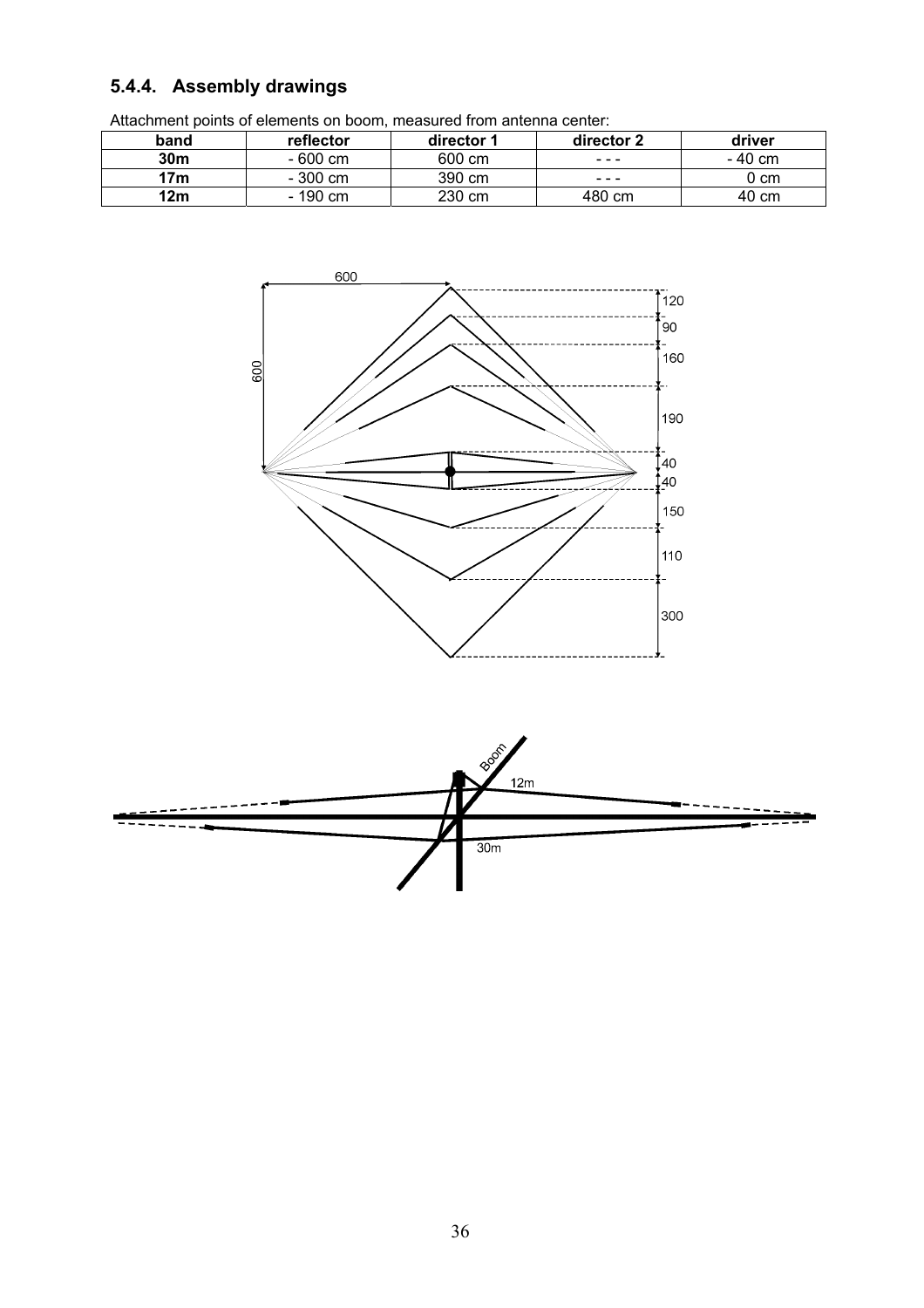## 5.4.4. Assembly drawings

Attachment points of elements on boom, measured from antenna center:

| band | reflector | director 1 | director 2 | driver |
|---|---|---|---|---|
| **30m** | - 600 cm | 600 cm | - - - | - 40 cm |
| **17m** | - 300 cm | 390 cm | - - - | 0 cm |
| **12m** | - 190 cm | 230 cm | 480 cm | 40 cm |

600

600

120

90

160

190

40

40

150

110

300

Boom

12m

30m